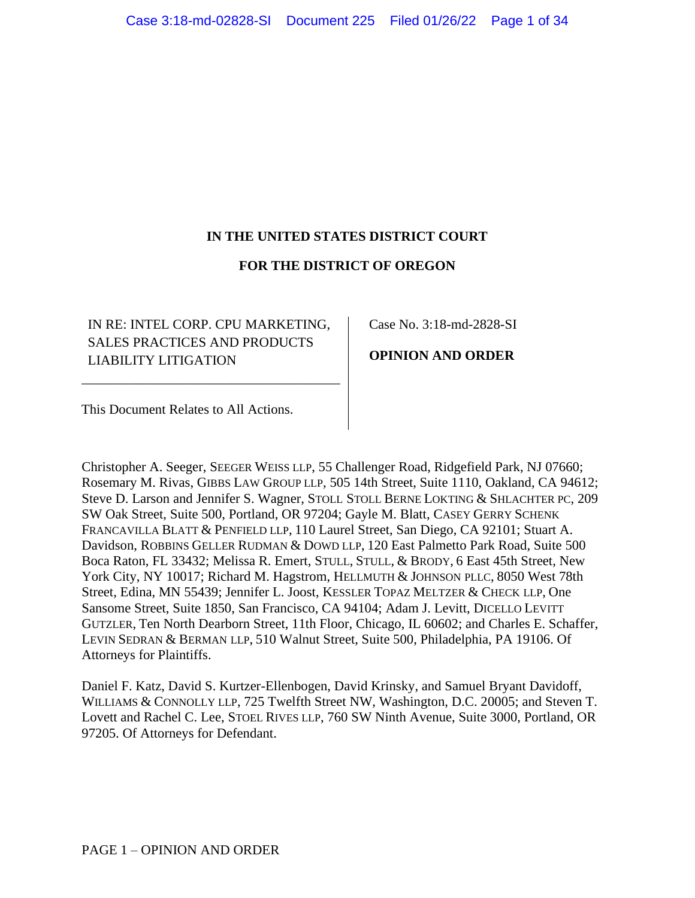**IN THE UNITED STATES DISTRICT COURT**

**FOR THE DISTRICT OF OREGON**

| | |
|---|---|
| IN RE: INTEL CORP. CPU MARKETING, SALES PRACTICES AND PRODUCTS LIABILITY LITIGATION | Case No. 3:18-md-2828-SI |
| This Document Relates to All Actions. | **OPINION AND ORDER** |

Christopher A. Seeger, SEEGER WEISS LLP, 55 Challenger Road, Ridgefield Park, NJ 07660; Rosemary M. Rivas, GIBBS LAW GROUP LLP, 505 14th Street, Suite 1110, Oakland, CA 94612; Steve D. Larson and Jennifer S. Wagner, STOLL STOLL BERNE LOKTING & SHLACHTER PC, 209 SW Oak Street, Suite 500, Portland, OR 97204; Gayle M. Blatt, CASEY GERRY SCHENK FRANCAVILLA BLATT & PENFIELD LLP, 110 Laurel Street, San Diego, CA 92101; Stuart A. Davidson, ROBBINS GELLER RUDMAN & DOWD LLP, 120 East Palmetto Park Road, Suite 500 Boca Raton, FL 33432; Melissa R. Emert, STULL, STULL, & BRODY, 6 East 45th Street, New York City, NY 10017; Richard M. Hagstrom, HELLMUTH & JOHNSON PLLC, 8050 West 78th Street, Edina, MN 55439; Jennifer L. Joost, KESSLER TOPAZ MELTZER & CHECK LLP, One Sansome Street, Suite 1850, San Francisco, CA 94104; Adam J. Levitt, DICELLO LEVITT GUTZLER, Ten North Dearborn Street, 11th Floor, Chicago, IL 60602; and Charles E. Schaffer, LEVIN SEDRAN & BERMAN LLP, 510 Walnut Street, Suite 500, Philadelphia, PA 19106. Of Attorneys for Plaintiffs.

Daniel F. Katz, David S. Kurtzer-Ellenbogen, David Krinsky, and Samuel Bryant Davidoff, WILLIAMS & CONNOLLY LLP, 725 Twelfth Street NW, Washington, D.C. 20005; and Steven T. Lovett and Rachel C. Lee, STOEL RIVES LLP, 760 SW Ninth Avenue, Suite 3000, Portland, OR 97205. Of Attorneys for Defendant.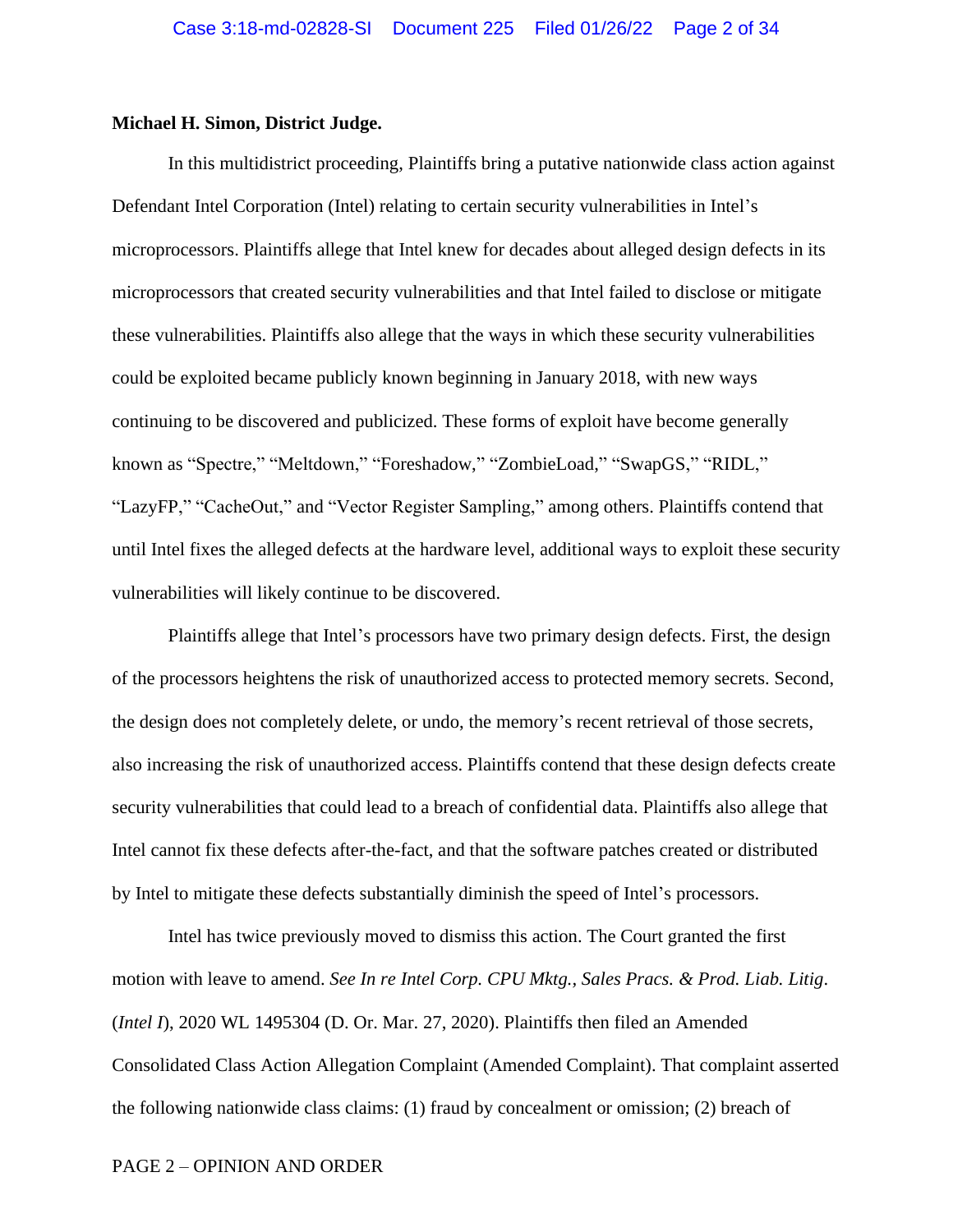**Michael H. Simon, District Judge.**

In this multidistrict proceeding, Plaintiffs bring a putative nationwide class action against Defendant Intel Corporation (Intel) relating to certain security vulnerabilities in Intel's microprocessors. Plaintiffs allege that Intel knew for decades about alleged design defects in its microprocessors that created security vulnerabilities and that Intel failed to disclose or mitigate these vulnerabilities. Plaintiffs also allege that the ways in which these security vulnerabilities could be exploited became publicly known beginning in January 2018, with new ways continuing to be discovered and publicized. These forms of exploit have become generally known as "Spectre," "Meltdown," "Foreshadow," "ZombieLoad," "SwapGS," "RIDL," "LazyFP," "CacheOut," and "Vector Register Sampling," among others. Plaintiffs contend that until Intel fixes the alleged defects at the hardware level, additional ways to exploit these security vulnerabilities will likely continue to be discovered.

Plaintiffs allege that Intel's processors have two primary design defects. First, the design of the processors heightens the risk of unauthorized access to protected memory secrets. Second, the design does not completely delete, or undo, the memory's recent retrieval of those secrets, also increasing the risk of unauthorized access. Plaintiffs contend that these design defects create security vulnerabilities that could lead to a breach of confidential data. Plaintiffs also allege that Intel cannot fix these defects after-the-fact, and that the software patches created or distributed by Intel to mitigate these defects substantially diminish the speed of Intel's processors.

Intel has twice previously moved to dismiss this action. The Court granted the first motion with leave to amend. *See In re Intel Corp. CPU Mktg., Sales Pracs. & Prod. Liab. Litig.* (*Intel I*), 2020 WL 1495304 (D. Or. Mar. 27, 2020). Plaintiffs then filed an Amended Consolidated Class Action Allegation Complaint (Amended Complaint). That complaint asserted the following nationwide class claims: (1) fraud by concealment or omission; (2) breach of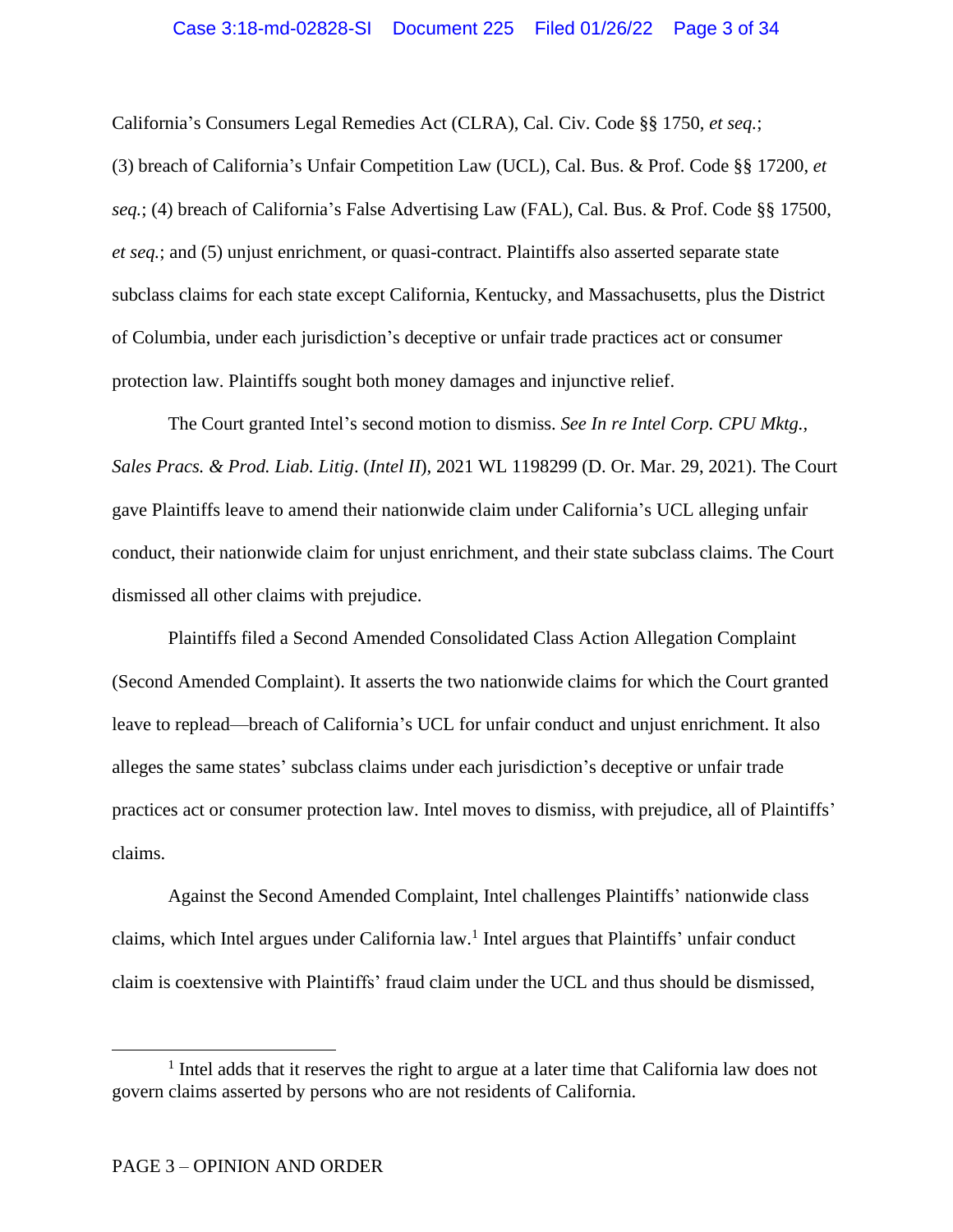California's Consumers Legal Remedies Act (CLRA), Cal. Civ. Code §§ 1750, *et seq.*; (3) breach of California's Unfair Competition Law (UCL), Cal. Bus. & Prof. Code §§ 17200, *et seq.*; (4) breach of California's False Advertising Law (FAL), Cal. Bus. & Prof. Code §§ 17500, *et seq.*; and (5) unjust enrichment, or quasi-contract. Plaintiffs also asserted separate state subclass claims for each state except California, Kentucky, and Massachusetts, plus the District of Columbia, under each jurisdiction's deceptive or unfair trade practices act or consumer protection law. Plaintiffs sought both money damages and injunctive relief.

The Court granted Intel's second motion to dismiss. *See In re Intel Corp. CPU Mktg., Sales Pracs. & Prod. Liab. Litig*. (*Intel II*), 2021 WL 1198299 (D. Or. Mar. 29, 2021). The Court gave Plaintiffs leave to amend their nationwide claim under California's UCL alleging unfair conduct, their nationwide claim for unjust enrichment, and their state subclass claims. The Court dismissed all other claims with prejudice.

Plaintiffs filed a Second Amended Consolidated Class Action Allegation Complaint (Second Amended Complaint). It asserts the two nationwide claims for which the Court granted leave to replead—breach of California's UCL for unfair conduct and unjust enrichment. It also alleges the same states' subclass claims under each jurisdiction's deceptive or unfair trade practices act or consumer protection law. Intel moves to dismiss, with prejudice, all of Plaintiffs' claims.

Against the Second Amended Complaint, Intel challenges Plaintiffs' nationwide class claims, which Intel argues under California law.[1] Intel argues that Plaintiffs' unfair conduct claim is coextensive with Plaintiffs' fraud claim under the UCL and thus should be dismissed,

---

[1] Intel adds that it reserves the right to argue at a later time that California law does not govern claims asserted by persons who are not residents of California.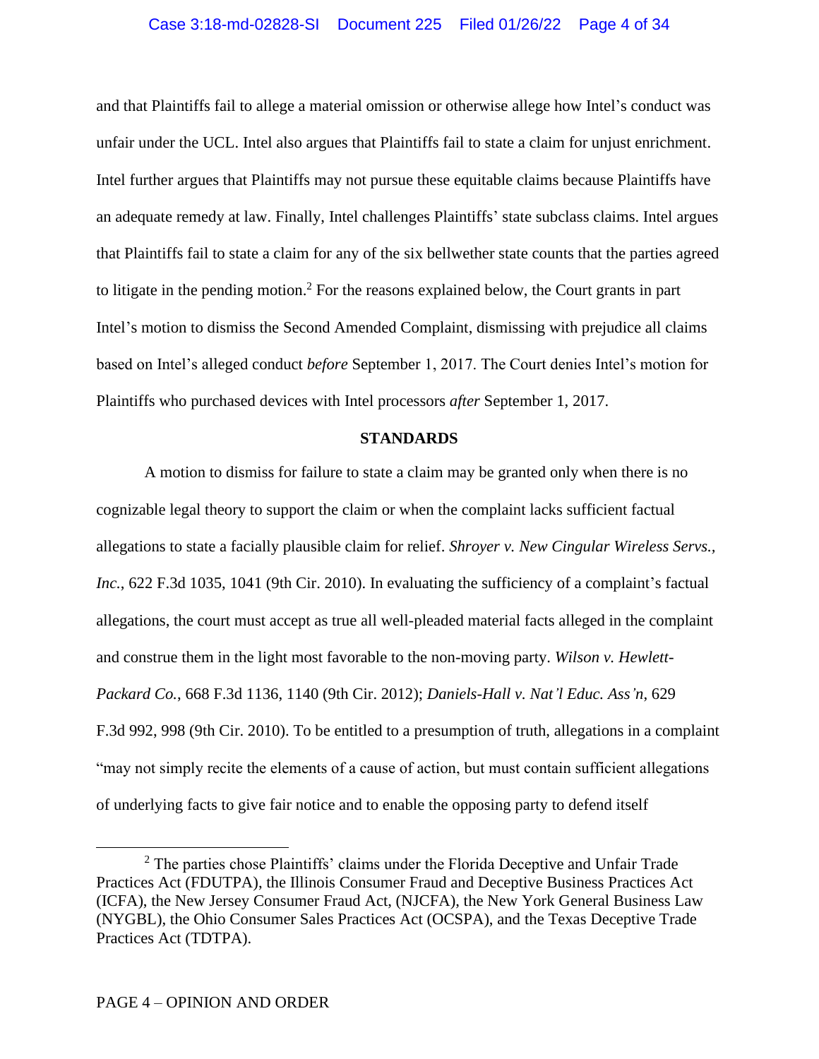and that Plaintiffs fail to allege a material omission or otherwise allege how Intel's conduct was unfair under the UCL. Intel also argues that Plaintiffs fail to state a claim for unjust enrichment. Intel further argues that Plaintiffs may not pursue these equitable claims because Plaintiffs have an adequate remedy at law. Finally, Intel challenges Plaintiffs' state subclass claims. Intel argues that Plaintiffs fail to state a claim for any of the six bellwether state counts that the parties agreed to litigate in the pending motion.[2] For the reasons explained below, the Court grants in part Intel's motion to dismiss the Second Amended Complaint, dismissing with prejudice all claims based on Intel's alleged conduct *before* September 1, 2017. The Court denies Intel's motion for Plaintiffs who purchased devices with Intel processors *after* September 1, 2017.

## STANDARDS

A motion to dismiss for failure to state a claim may be granted only when there is no cognizable legal theory to support the claim or when the complaint lacks sufficient factual allegations to state a facially plausible claim for relief. *Shroyer v. New Cingular Wireless Servs., Inc.*, 622 F.3d 1035, 1041 (9th Cir. 2010). In evaluating the sufficiency of a complaint's factual allegations, the court must accept as true all well-pleaded material facts alleged in the complaint and construe them in the light most favorable to the non-moving party. *Wilson v. Hewlett-Packard Co.*, 668 F.3d 1136, 1140 (9th Cir. 2012); *Daniels-Hall v. Nat'l Educ. Ass'n*, 629 F.3d 992, 998 (9th Cir. 2010). To be entitled to a presumption of truth, allegations in a complaint "may not simply recite the elements of a cause of action, but must contain sufficient allegations of underlying facts to give fair notice and to enable the opposing party to defend itself

[2] The parties chose Plaintiffs' claims under the Florida Deceptive and Unfair Trade Practices Act (FDUTPA), the Illinois Consumer Fraud and Deceptive Business Practices Act (ICFA), the New Jersey Consumer Fraud Act, (NJCFA), the New York General Business Law (NYGBL), the Ohio Consumer Sales Practices Act (OCSPA), and the Texas Deceptive Trade Practices Act (TDTPA).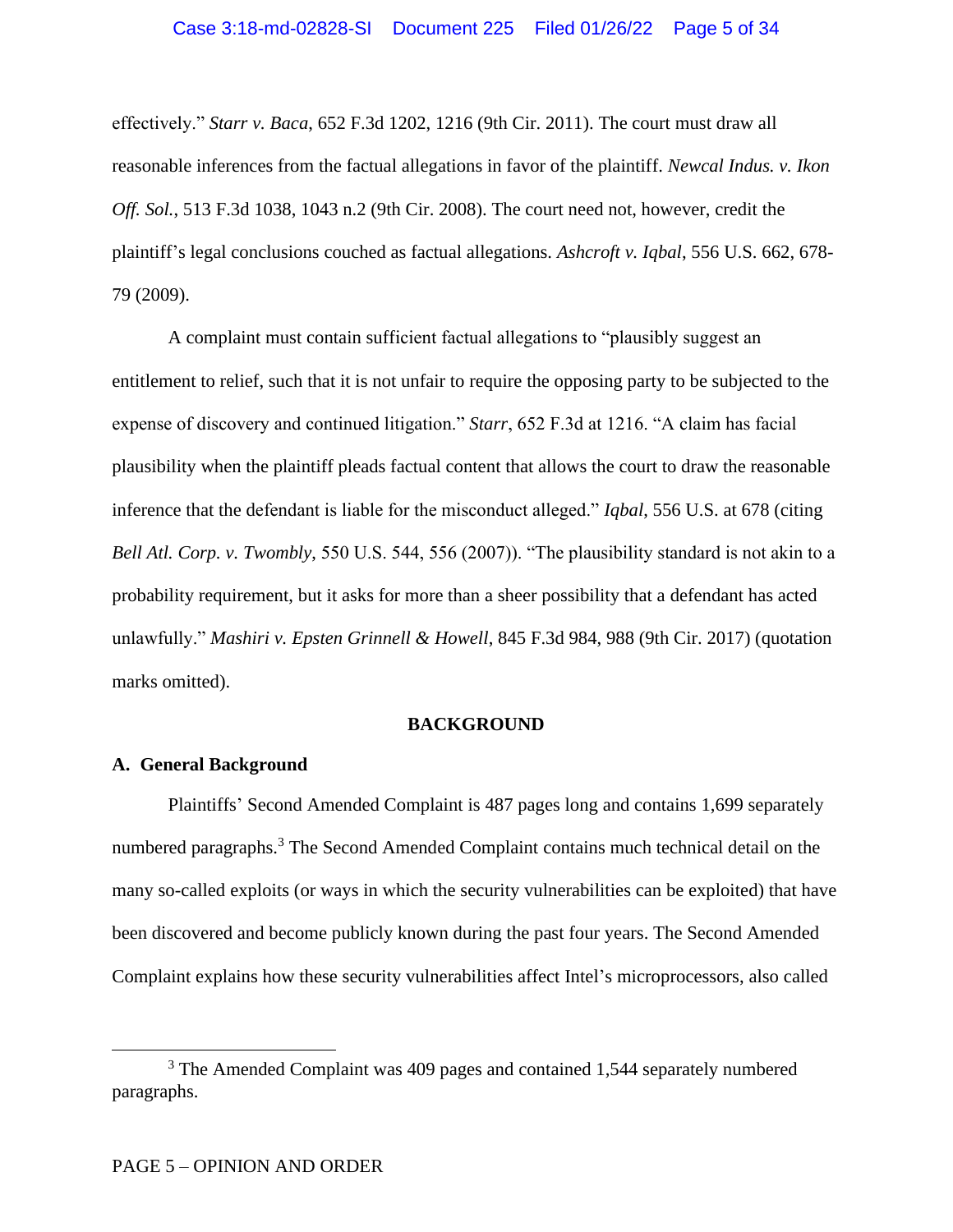effectively." *Starr v. Baca*, 652 F.3d 1202, 1216 (9th Cir. 2011). The court must draw all reasonable inferences from the factual allegations in favor of the plaintiff. *Newcal Indus. v. Ikon Off. Sol.*, 513 F.3d 1038, 1043 n.2 (9th Cir. 2008). The court need not, however, credit the plaintiff's legal conclusions couched as factual allegations. *Ashcroft v. Iqbal*, 556 U.S. 662, 678-79 (2009).

A complaint must contain sufficient factual allegations to "plausibly suggest an entitlement to relief, such that it is not unfair to require the opposing party to be subjected to the expense of discovery and continued litigation." *Starr*, 652 F.3d at 1216. "A claim has facial plausibility when the plaintiff pleads factual content that allows the court to draw the reasonable inference that the defendant is liable for the misconduct alleged." *Iqbal*, 556 U.S. at 678 (citing *Bell Atl. Corp. v. Twombly*, 550 U.S. 544, 556 (2007)). "The plausibility standard is not akin to a probability requirement, but it asks for more than a sheer possibility that a defendant has acted unlawfully." *Mashiri v. Epsten Grinnell & Howell*, 845 F.3d 984, 988 (9th Cir. 2017) (quotation marks omitted).

## BACKGROUND

### A. General Background

Plaintiffs' Second Amended Complaint is 487 pages long and contains 1,699 separately numbered paragraphs.[3] The Second Amended Complaint contains much technical detail on the many so-called exploits (or ways in which the security vulnerabilities can be exploited) that have been discovered and become publicly known during the past four years. The Second Amended Complaint explains how these security vulnerabilities affect Intel's microprocessors, also called

[3] The Amended Complaint was 409 pages and contained 1,544 separately numbered paragraphs.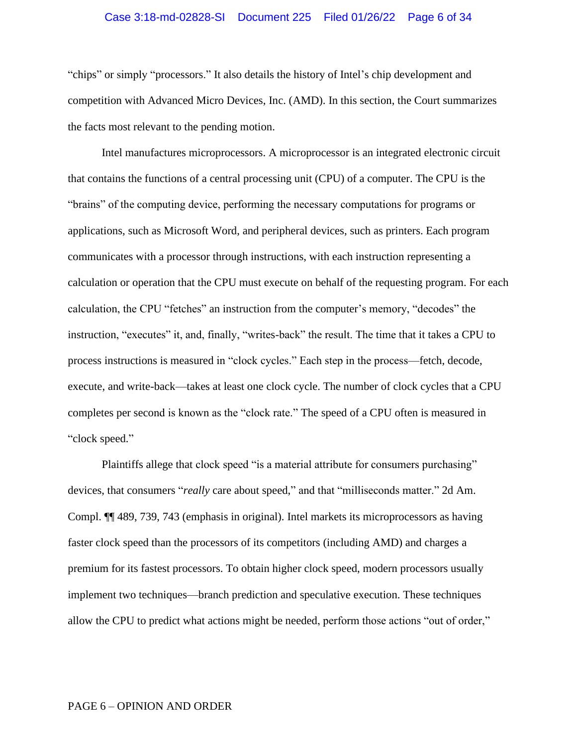"chips" or simply "processors." It also details the history of Intel's chip development and competition with Advanced Micro Devices, Inc. (AMD). In this section, the Court summarizes the facts most relevant to the pending motion.

Intel manufactures microprocessors. A microprocessor is an integrated electronic circuit that contains the functions of a central processing unit (CPU) of a computer. The CPU is the "brains" of the computing device, performing the necessary computations for programs or applications, such as Microsoft Word, and peripheral devices, such as printers. Each program communicates with a processor through instructions, with each instruction representing a calculation or operation that the CPU must execute on behalf of the requesting program. For each calculation, the CPU "fetches" an instruction from the computer's memory, "decodes" the instruction, "executes" it, and, finally, "writes-back" the result. The time that it takes a CPU to process instructions is measured in "clock cycles." Each step in the process—fetch, decode, execute, and write-back—takes at least one clock cycle. The number of clock cycles that a CPU completes per second is known as the "clock rate." The speed of a CPU often is measured in "clock speed."

Plaintiffs allege that clock speed "is a material attribute for consumers purchasing" devices, that consumers "*really* care about speed," and that "milliseconds matter." 2d Am. Compl. ¶¶ 489, 739, 743 (emphasis in original). Intel markets its microprocessors as having faster clock speed than the processors of its competitors (including AMD) and charges a premium for its fastest processors. To obtain higher clock speed, modern processors usually implement two techniques—branch prediction and speculative execution. These techniques allow the CPU to predict what actions might be needed, perform those actions "out of order,"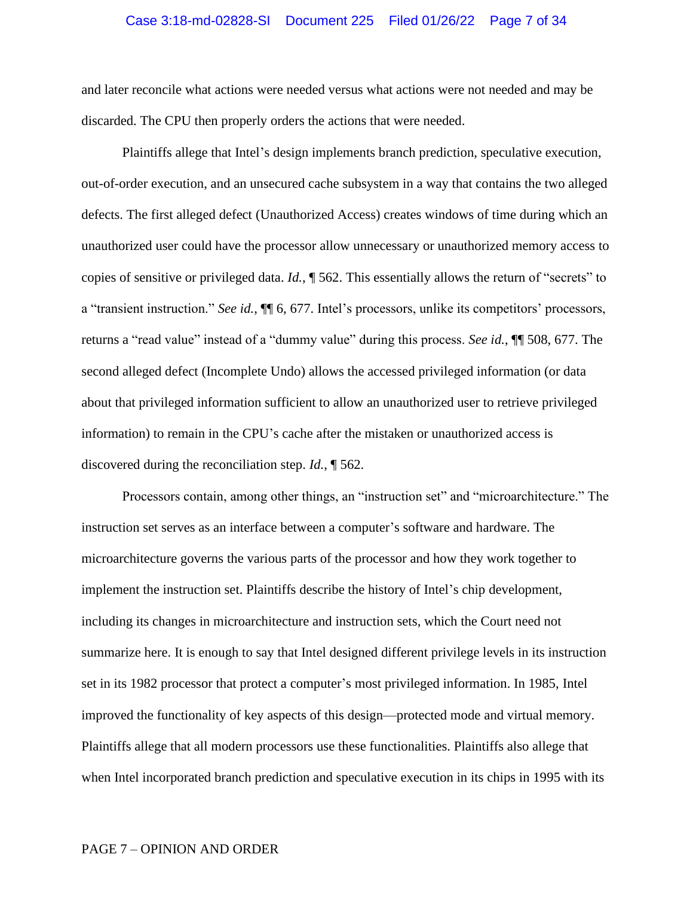and later reconcile what actions were needed versus what actions were not needed and may be discarded. The CPU then properly orders the actions that were needed.

Plaintiffs allege that Intel's design implements branch prediction, speculative execution, out-of-order execution, and an unsecured cache subsystem in a way that contains the two alleged defects. The first alleged defect (Unauthorized Access) creates windows of time during which an unauthorized user could have the processor allow unnecessary or unauthorized memory access to copies of sensitive or privileged data. *Id.*, ¶ 562. This essentially allows the return of "secrets" to a "transient instruction." *See id.*, ¶¶ 6, 677. Intel's processors, unlike its competitors' processors, returns a "read value" instead of a "dummy value" during this process. *See id.*, ¶¶ 508, 677. The second alleged defect (Incomplete Undo) allows the accessed privileged information (or data about that privileged information sufficient to allow an unauthorized user to retrieve privileged information) to remain in the CPU's cache after the mistaken or unauthorized access is discovered during the reconciliation step. *Id.*, ¶ 562.

Processors contain, among other things, an "instruction set" and "microarchitecture." The instruction set serves as an interface between a computer's software and hardware. The microarchitecture governs the various parts of the processor and how they work together to implement the instruction set. Plaintiffs describe the history of Intel's chip development, including its changes in microarchitecture and instruction sets, which the Court need not summarize here. It is enough to say that Intel designed different privilege levels in its instruction set in its 1982 processor that protect a computer's most privileged information. In 1985, Intel improved the functionality of key aspects of this design—protected mode and virtual memory. Plaintiffs allege that all modern processors use these functionalities. Plaintiffs also allege that when Intel incorporated branch prediction and speculative execution in its chips in 1995 with its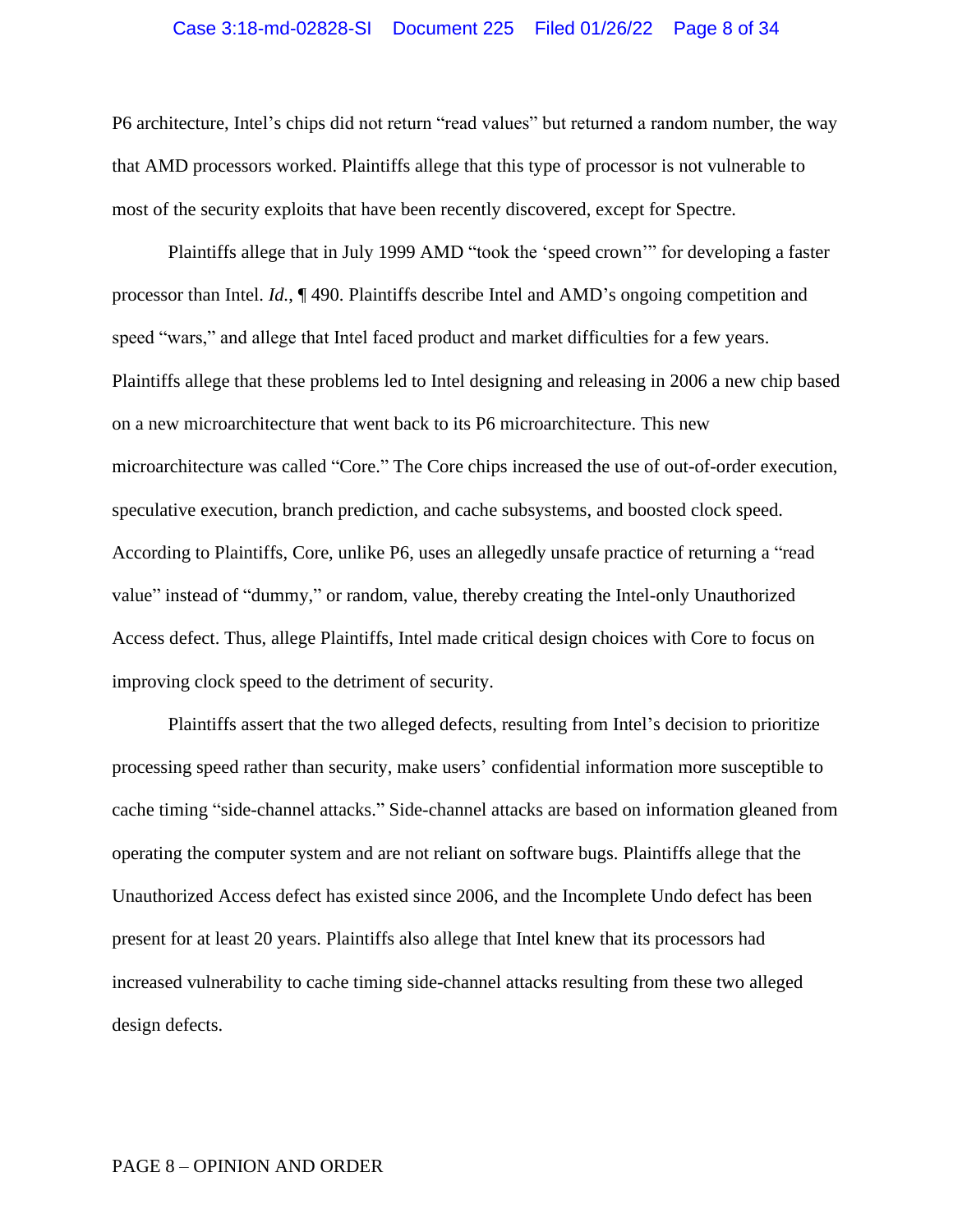P6 architecture, Intel's chips did not return "read values" but returned a random number, the way that AMD processors worked. Plaintiffs allege that this type of processor is not vulnerable to most of the security exploits that have been recently discovered, except for Spectre.

Plaintiffs allege that in July 1999 AMD "took the 'speed crown'" for developing a faster processor than Intel. *Id.*, ¶ 490. Plaintiffs describe Intel and AMD's ongoing competition and speed "wars," and allege that Intel faced product and market difficulties for a few years. Plaintiffs allege that these problems led to Intel designing and releasing in 2006 a new chip based on a new microarchitecture that went back to its P6 microarchitecture. This new microarchitecture was called "Core." The Core chips increased the use of out-of-order execution, speculative execution, branch prediction, and cache subsystems, and boosted clock speed. According to Plaintiffs, Core, unlike P6, uses an allegedly unsafe practice of returning a "read value" instead of "dummy," or random, value, thereby creating the Intel-only Unauthorized Access defect. Thus, allege Plaintiffs, Intel made critical design choices with Core to focus on improving clock speed to the detriment of security.

Plaintiffs assert that the two alleged defects, resulting from Intel's decision to prioritize processing speed rather than security, make users' confidential information more susceptible to cache timing "side-channel attacks." Side-channel attacks are based on information gleaned from operating the computer system and are not reliant on software bugs. Plaintiffs allege that the Unauthorized Access defect has existed since 2006, and the Incomplete Undo defect has been present for at least 20 years. Plaintiffs also allege that Intel knew that its processors had increased vulnerability to cache timing side-channel attacks resulting from these two alleged design defects.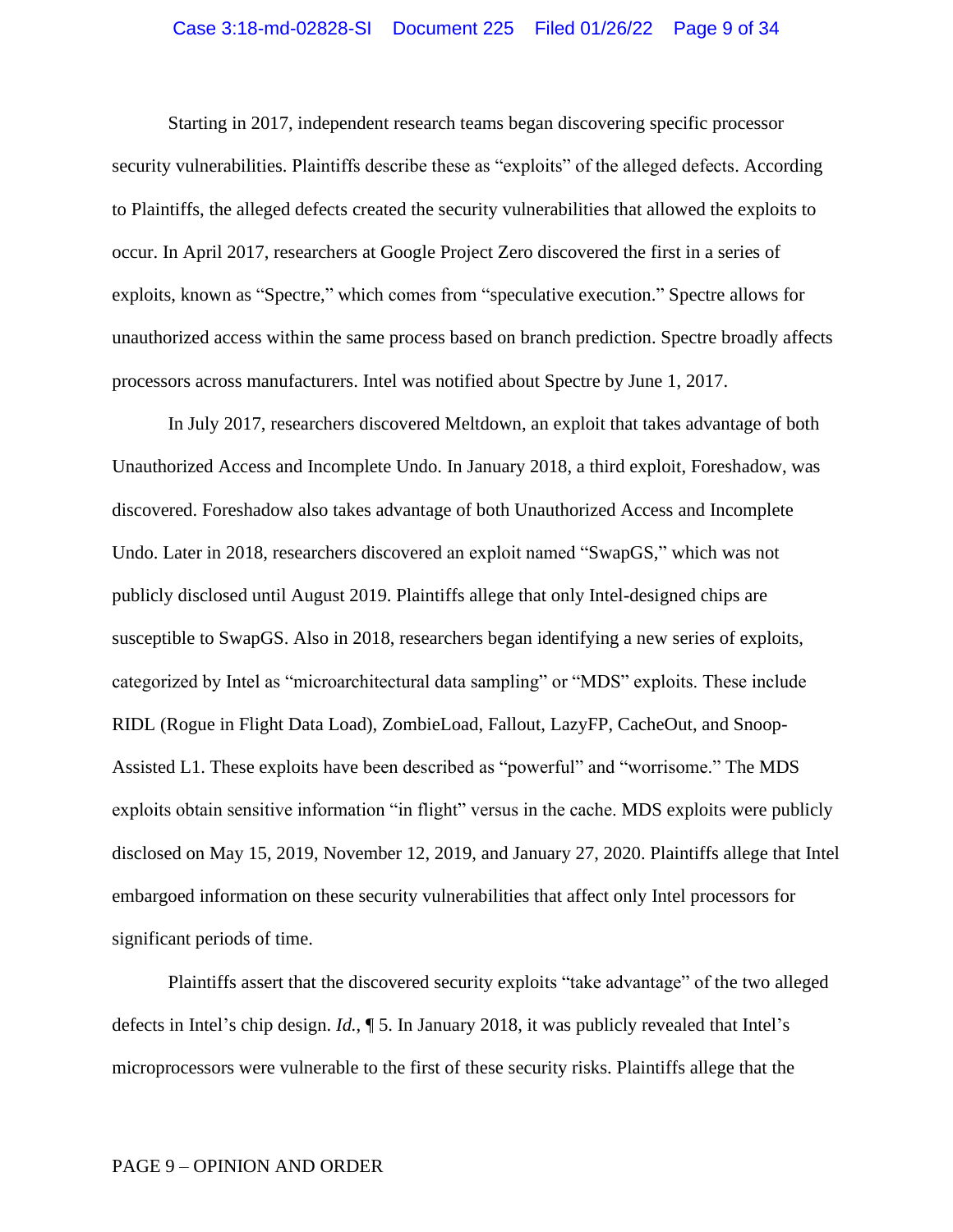Starting in 2017, independent research teams began discovering specific processor security vulnerabilities. Plaintiffs describe these as "exploits" of the alleged defects. According to Plaintiffs, the alleged defects created the security vulnerabilities that allowed the exploits to occur. In April 2017, researchers at Google Project Zero discovered the first in a series of exploits, known as "Spectre," which comes from "speculative execution." Spectre allows for unauthorized access within the same process based on branch prediction. Spectre broadly affects processors across manufacturers. Intel was notified about Spectre by June 1, 2017.

In July 2017, researchers discovered Meltdown, an exploit that takes advantage of both Unauthorized Access and Incomplete Undo. In January 2018, a third exploit, Foreshadow, was discovered. Foreshadow also takes advantage of both Unauthorized Access and Incomplete Undo. Later in 2018, researchers discovered an exploit named "SwapGS," which was not publicly disclosed until August 2019. Plaintiffs allege that only Intel-designed chips are susceptible to SwapGS. Also in 2018, researchers began identifying a new series of exploits, categorized by Intel as "microarchitectural data sampling" or "MDS" exploits. These include RIDL (Rogue in Flight Data Load), ZombieLoad, Fallout, LazyFP, CacheOut, and Snoop-Assisted L1. These exploits have been described as "powerful" and "worrisome." The MDS exploits obtain sensitive information "in flight" versus in the cache. MDS exploits were publicly disclosed on May 15, 2019, November 12, 2019, and January 27, 2020. Plaintiffs allege that Intel embargoed information on these security vulnerabilities that affect only Intel processors for significant periods of time.

Plaintiffs assert that the discovered security exploits "take advantage" of the two alleged defects in Intel's chip design. *Id.*, ¶ 5. In January 2018, it was publicly revealed that Intel's microprocessors were vulnerable to the first of these security risks. Plaintiffs allege that the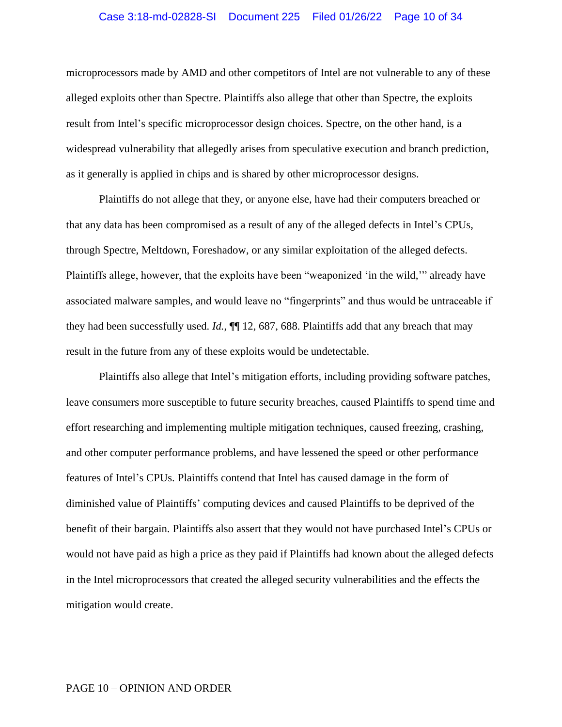microprocessors made by AMD and other competitors of Intel are not vulnerable to any of these alleged exploits other than Spectre. Plaintiffs also allege that other than Spectre, the exploits result from Intel's specific microprocessor design choices. Spectre, on the other hand, is a widespread vulnerability that allegedly arises from speculative execution and branch prediction, as it generally is applied in chips and is shared by other microprocessor designs.

Plaintiffs do not allege that they, or anyone else, have had their computers breached or that any data has been compromised as a result of any of the alleged defects in Intel's CPUs, through Spectre, Meltdown, Foreshadow, or any similar exploitation of the alleged defects. Plaintiffs allege, however, that the exploits have been "weaponized 'in the wild,'" already have associated malware samples, and would leave no "fingerprints" and thus would be untraceable if they had been successfully used. *Id.*, ¶¶ 12, 687, 688. Plaintiffs add that any breach that may result in the future from any of these exploits would be undetectable.

Plaintiffs also allege that Intel's mitigation efforts, including providing software patches, leave consumers more susceptible to future security breaches, caused Plaintiffs to spend time and effort researching and implementing multiple mitigation techniques, caused freezing, crashing, and other computer performance problems, and have lessened the speed or other performance features of Intel's CPUs. Plaintiffs contend that Intel has caused damage in the form of diminished value of Plaintiffs' computing devices and caused Plaintiffs to be deprived of the benefit of their bargain. Plaintiffs also assert that they would not have purchased Intel's CPUs or would not have paid as high a price as they paid if Plaintiffs had known about the alleged defects in the Intel microprocessors that created the alleged security vulnerabilities and the effects the mitigation would create.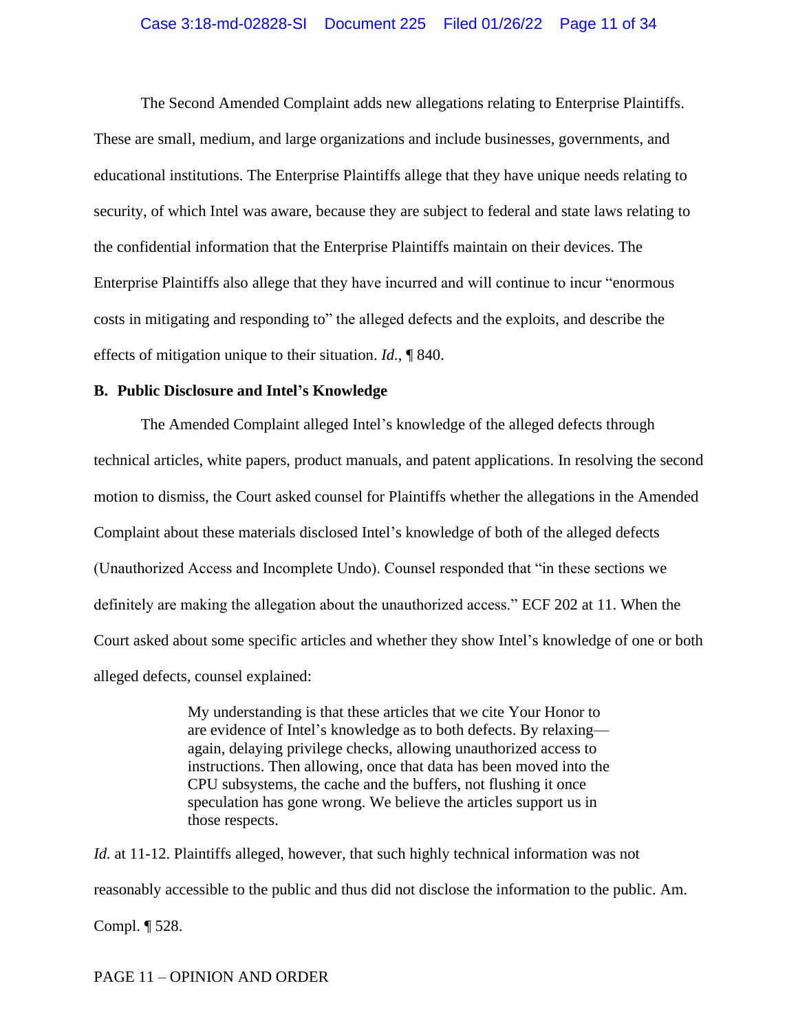The Second Amended Complaint adds new allegations relating to Enterprise Plaintiffs. These are small, medium, and large organizations and include businesses, governments, and educational institutions. The Enterprise Plaintiffs allege that they have unique needs relating to security, of which Intel was aware, because they are subject to federal and state laws relating to the confidential information that the Enterprise Plaintiffs maintain on their devices. The Enterprise Plaintiffs also allege that they have incurred and will continue to incur "enormous costs in mitigating and responding to" the alleged defects and the exploits, and describe the effects of mitigation unique to their situation. *Id.*, ¶ 840.

**B. Public Disclosure and Intel's Knowledge**

The Amended Complaint alleged Intel's knowledge of the alleged defects through technical articles, white papers, product manuals, and patent applications. In resolving the second motion to dismiss, the Court asked counsel for Plaintiffs whether the allegations in the Amended Complaint about these materials disclosed Intel's knowledge of both of the alleged defects (Unauthorized Access and Incomplete Undo). Counsel responded that "in these sections we definitely are making the allegation about the unauthorized access." ECF 202 at 11. When the Court asked about some specific articles and whether they show Intel's knowledge of one or both alleged defects, counsel explained:

> My understanding is that these articles that we cite Your Honor to are evidence of Intel's knowledge as to both defects. By relaxing—again, delaying privilege checks, allowing unauthorized access to instructions. Then allowing, once that data has been moved into the CPU subsystems, the cache and the buffers, not flushing it once speculation has gone wrong. We believe the articles support us in those respects.

*Id.* at 11-12. Plaintiffs alleged, however, that such highly technical information was not reasonably accessible to the public and thus did not disclose the information to the public. Am. Compl. ¶ 528.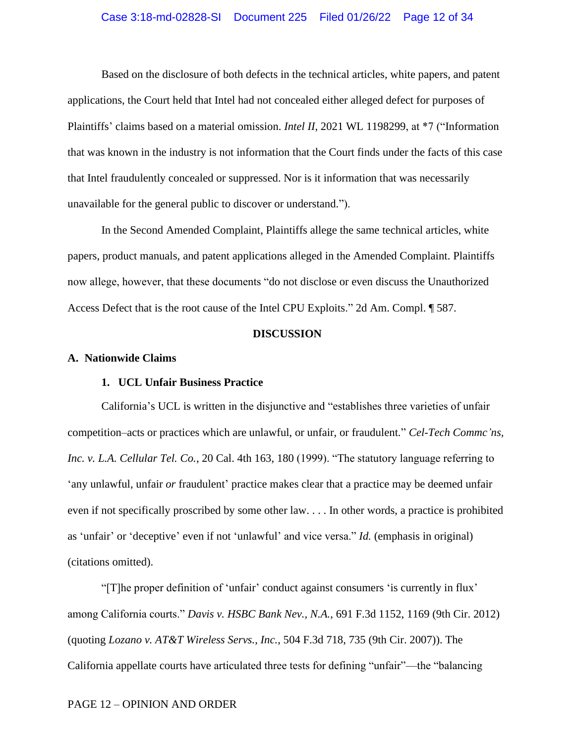Based on the disclosure of both defects in the technical articles, white papers, and patent applications, the Court held that Intel had not concealed either alleged defect for purposes of Plaintiffs' claims based on a material omission. *Intel II*, 2021 WL 1198299, at *7 ("Information that was known in the industry is not information that the Court finds under the facts of this case that Intel fraudulently concealed or suppressed. Nor is it information that was necessarily unavailable for the general public to discover or understand.").

In the Second Amended Complaint, Plaintiffs allege the same technical articles, white papers, product manuals, and patent applications alleged in the Amended Complaint. Plaintiffs now allege, however, that these documents "do not disclose or even discuss the Unauthorized Access Defect that is the root cause of the Intel CPU Exploits." 2d Am. Compl. ¶ 587.

## DISCUSSION

### A. Nationwide Claims

#### 1. UCL Unfair Business Practice

California's UCL is written in the disjunctive and "establishes three varieties of unfair competition–acts or practices which are unlawful, or unfair, or fraudulent." *Cel-Tech Commc'ns, Inc. v. L.A. Cellular Tel. Co.*, 20 Cal. 4th 163, 180 (1999). "The statutory language referring to 'any unlawful, unfair *or* fraudulent' practice makes clear that a practice may be deemed unfair even if not specifically proscribed by some other law. . . . In other words, a practice is prohibited as 'unfair' or 'deceptive' even if not 'unlawful' and vice versa." *Id.* (emphasis in original) (citations omitted).

"[T]he proper definition of 'unfair' conduct against consumers 'is currently in flux' among California courts." *Davis v. HSBC Bank Nev., N.A.*, 691 F.3d 1152, 1169 (9th Cir. 2012) (quoting *Lozano v. AT&T Wireless Servs., Inc.*, 504 F.3d 718, 735 (9th Cir. 2007)). The California appellate courts have articulated three tests for defining "unfair"—the "balancing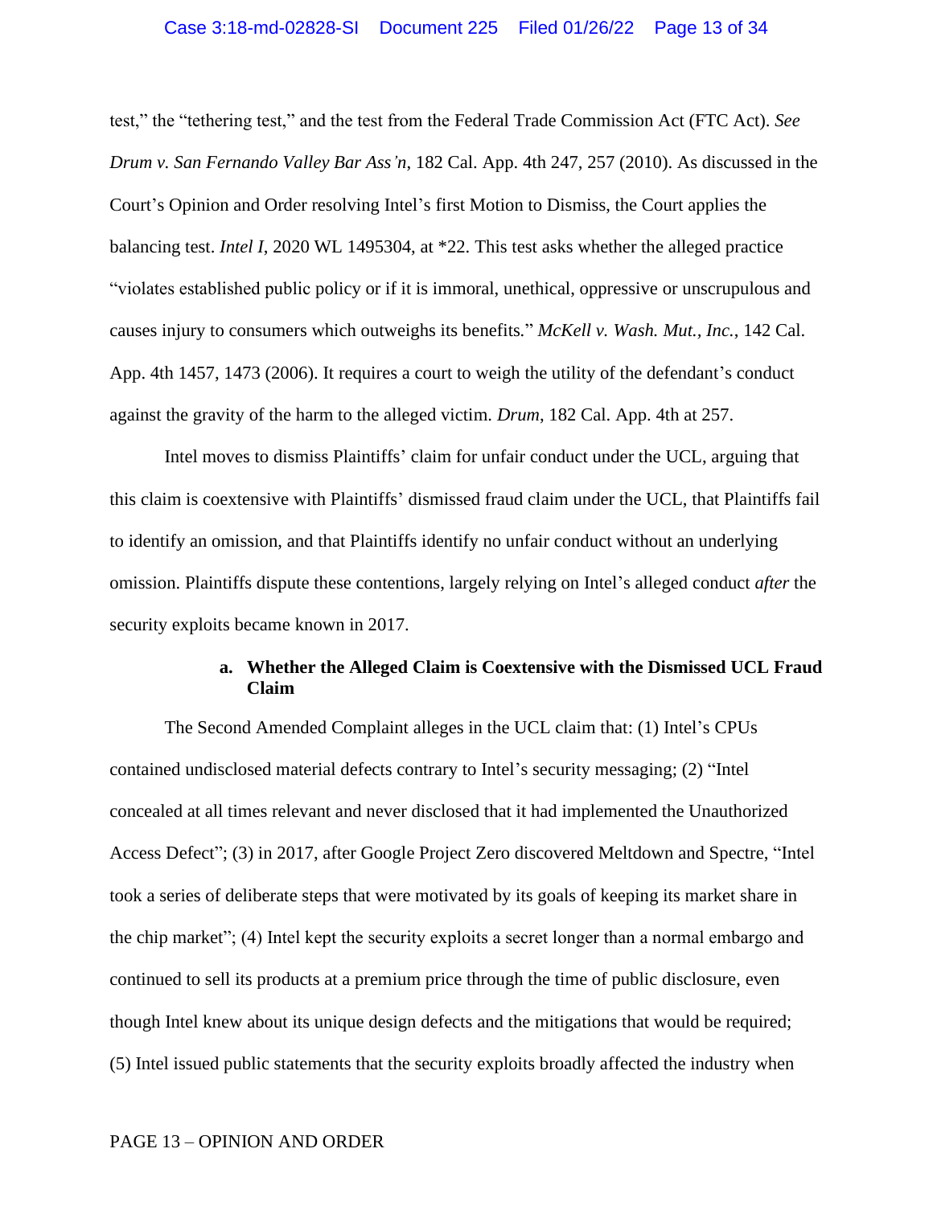test," the "tethering test," and the test from the Federal Trade Commission Act (FTC Act). *See Drum v. San Fernando Valley Bar Ass'n*, 182 Cal. App. 4th 247, 257 (2010). As discussed in the Court's Opinion and Order resolving Intel's first Motion to Dismiss, the Court applies the balancing test. *Intel I*, 2020 WL 1495304, at *22. This test asks whether the alleged practice "violates established public policy or if it is immoral, unethical, oppressive or unscrupulous and causes injury to consumers which outweighs its benefits." *McKell v. Wash. Mut., Inc.*, 142 Cal. App. 4th 1457, 1473 (2006). It requires a court to weigh the utility of the defendant's conduct against the gravity of the harm to the alleged victim. *Drum*, 182 Cal. App. 4th at 257.

Intel moves to dismiss Plaintiffs' claim for unfair conduct under the UCL, arguing that this claim is coextensive with Plaintiffs' dismissed fraud claim under the UCL, that Plaintiffs fail to identify an omission, and that Plaintiffs identify no unfair conduct without an underlying omission. Plaintiffs dispute these contentions, largely relying on Intel's alleged conduct *after* the security exploits became known in 2017.

**a. Whether the Alleged Claim is Coextensive with the Dismissed UCL Fraud Claim**

The Second Amended Complaint alleges in the UCL claim that: (1) Intel's CPUs contained undisclosed material defects contrary to Intel's security messaging; (2) "Intel concealed at all times relevant and never disclosed that it had implemented the Unauthorized Access Defect"; (3) in 2017, after Google Project Zero discovered Meltdown and Spectre, "Intel took a series of deliberate steps that were motivated by its goals of keeping its market share in the chip market"; (4) Intel kept the security exploits a secret longer than a normal embargo and continued to sell its products at a premium price through the time of public disclosure, even though Intel knew about its unique design defects and the mitigations that would be required; (5) Intel issued public statements that the security exploits broadly affected the industry when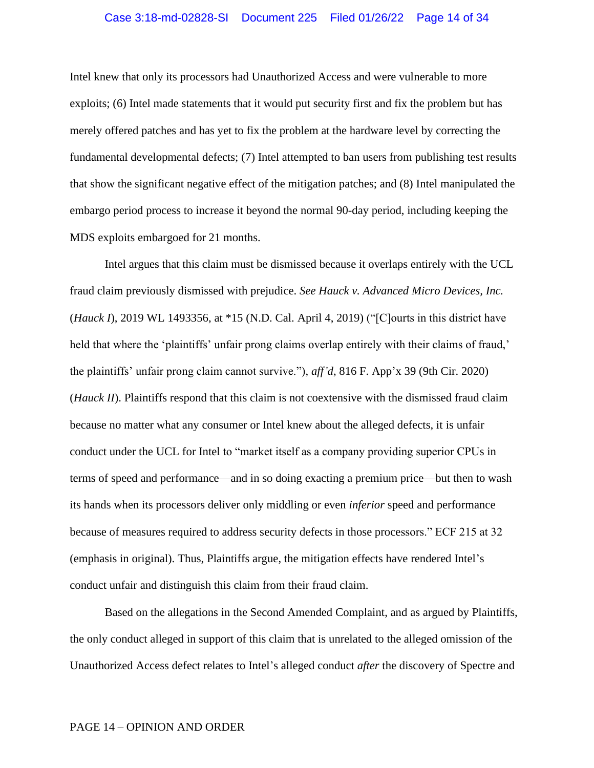Intel knew that only its processors had Unauthorized Access and were vulnerable to more exploits; (6) Intel made statements that it would put security first and fix the problem but has merely offered patches and has yet to fix the problem at the hardware level by correcting the fundamental developmental defects; (7) Intel attempted to ban users from publishing test results that show the significant negative effect of the mitigation patches; and (8) Intel manipulated the embargo period process to increase it beyond the normal 90-day period, including keeping the MDS exploits embargoed for 21 months.

Intel argues that this claim must be dismissed because it overlaps entirely with the UCL fraud claim previously dismissed with prejudice. *See Hauck v. Advanced Micro Devices, Inc.* (*Hauck I*), 2019 WL 1493356, at *15 (N.D. Cal. April 4, 2019) ("[C]ourts in this district have held that where the 'plaintiffs' unfair prong claims overlap entirely with their claims of fraud,' the plaintiffs' unfair prong claim cannot survive."), *aff'd*, 816 F. App'x 39 (9th Cir. 2020) (*Hauck II*). Plaintiffs respond that this claim is not coextensive with the dismissed fraud claim because no matter what any consumer or Intel knew about the alleged defects, it is unfair conduct under the UCL for Intel to "market itself as a company providing superior CPUs in terms of speed and performance—and in so doing exacting a premium price—but then to wash its hands when its processors deliver only middling or even *inferior* speed and performance because of measures required to address security defects in those processors." ECF 215 at 32 (emphasis in original). Thus, Plaintiffs argue, the mitigation effects have rendered Intel's conduct unfair and distinguish this claim from their fraud claim.

Based on the allegations in the Second Amended Complaint, and as argued by Plaintiffs, the only conduct alleged in support of this claim that is unrelated to the alleged omission of the Unauthorized Access defect relates to Intel's alleged conduct *after* the discovery of Spectre and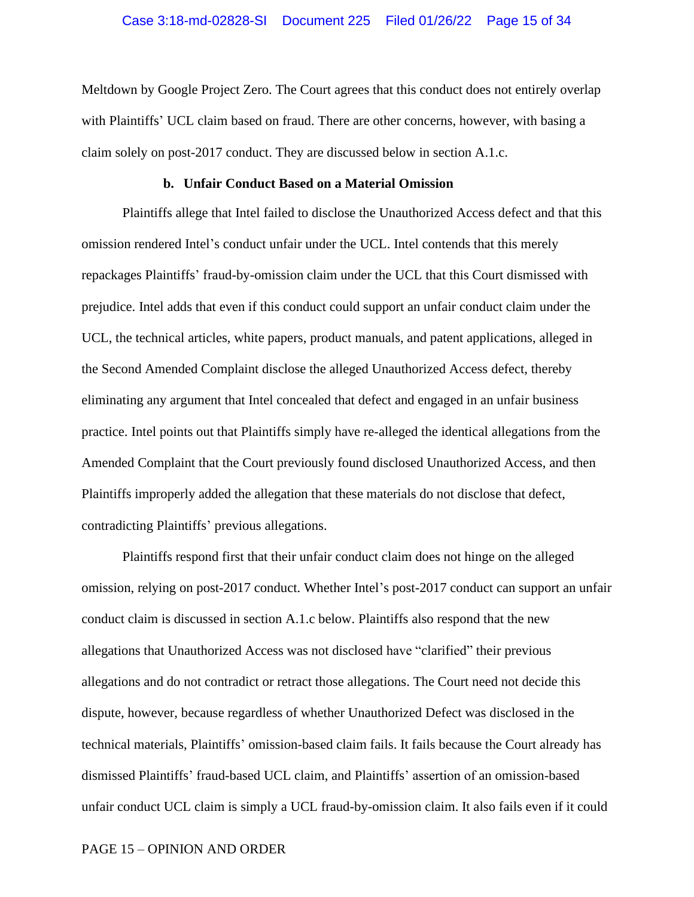Meltdown by Google Project Zero. The Court agrees that this conduct does not entirely overlap with Plaintiffs' UCL claim based on fraud. There are other concerns, however, with basing a claim solely on post-2017 conduct. They are discussed below in section A.1.c.

### b. Unfair Conduct Based on a Material Omission

Plaintiffs allege that Intel failed to disclose the Unauthorized Access defect and that this omission rendered Intel's conduct unfair under the UCL. Intel contends that this merely repackages Plaintiffs' fraud-by-omission claim under the UCL that this Court dismissed with prejudice. Intel adds that even if this conduct could support an unfair conduct claim under the UCL, the technical articles, white papers, product manuals, and patent applications, alleged in the Second Amended Complaint disclose the alleged Unauthorized Access defect, thereby eliminating any argument that Intel concealed that defect and engaged in an unfair business practice. Intel points out that Plaintiffs simply have re-alleged the identical allegations from the Amended Complaint that the Court previously found disclosed Unauthorized Access, and then Plaintiffs improperly added the allegation that these materials do not disclose that defect, contradicting Plaintiffs' previous allegations.

Plaintiffs respond first that their unfair conduct claim does not hinge on the alleged omission, relying on post-2017 conduct. Whether Intel's post-2017 conduct can support an unfair conduct claim is discussed in section A.1.c below. Plaintiffs also respond that the new allegations that Unauthorized Access was not disclosed have "clarified" their previous allegations and do not contradict or retract those allegations. The Court need not decide this dispute, however, because regardless of whether Unauthorized Defect was disclosed in the technical materials, Plaintiffs' omission-based claim fails. It fails because the Court already has dismissed Plaintiffs' fraud-based UCL claim, and Plaintiffs' assertion of an omission-based unfair conduct UCL claim is simply a UCL fraud-by-omission claim. It also fails even if it could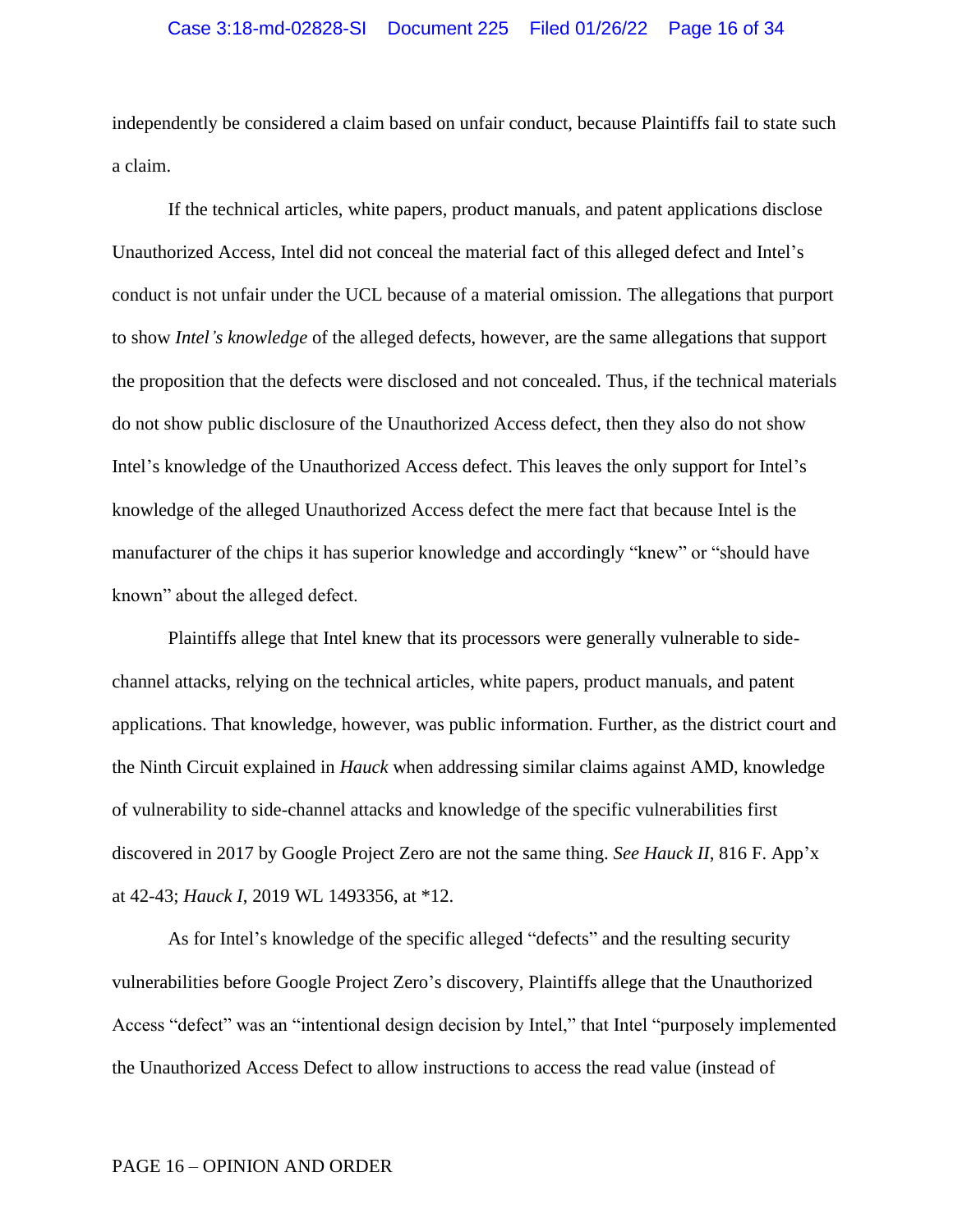independently be considered a claim based on unfair conduct, because Plaintiffs fail to state such a claim.

If the technical articles, white papers, product manuals, and patent applications disclose Unauthorized Access, Intel did not conceal the material fact of this alleged defect and Intel's conduct is not unfair under the UCL because of a material omission. The allegations that purport to show *Intel's knowledge* of the alleged defects, however, are the same allegations that support the proposition that the defects were disclosed and not concealed. Thus, if the technical materials do not show public disclosure of the Unauthorized Access defect, then they also do not show Intel's knowledge of the Unauthorized Access defect. This leaves the only support for Intel's knowledge of the alleged Unauthorized Access defect the mere fact that because Intel is the manufacturer of the chips it has superior knowledge and accordingly "knew" or "should have known" about the alleged defect.

Plaintiffs allege that Intel knew that its processors were generally vulnerable to side-channel attacks, relying on the technical articles, white papers, product manuals, and patent applications. That knowledge, however, was public information. Further, as the district court and the Ninth Circuit explained in *Hauck* when addressing similar claims against AMD, knowledge of vulnerability to side-channel attacks and knowledge of the specific vulnerabilities first discovered in 2017 by Google Project Zero are not the same thing. *See Hauck II*, 816 F. App'x at 42-43; *Hauck I*, 2019 WL 1493356, at *12.

As for Intel's knowledge of the specific alleged "defects" and the resulting security vulnerabilities before Google Project Zero's discovery, Plaintiffs allege that the Unauthorized Access "defect" was an "intentional design decision by Intel," that Intel "purposely implemented the Unauthorized Access Defect to allow instructions to access the read value (instead of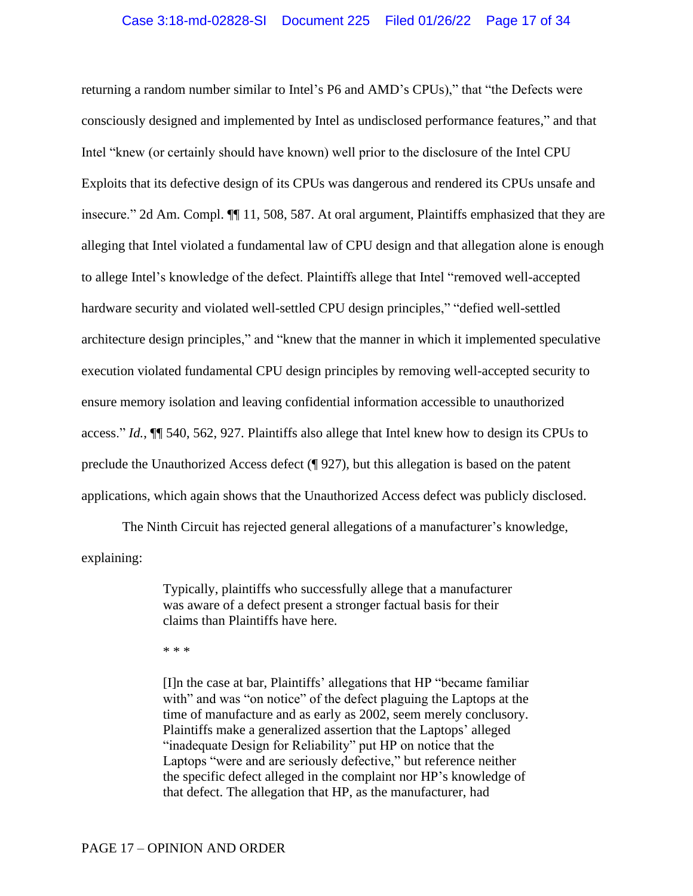returning a random number similar to Intel's P6 and AMD's CPUs)," that "the Defects were consciously designed and implemented by Intel as undisclosed performance features," and that Intel "knew (or certainly should have known) well prior to the disclosure of the Intel CPU Exploits that its defective design of its CPUs was dangerous and rendered its CPUs unsafe and insecure." 2d Am. Compl. ¶¶ 11, 508, 587. At oral argument, Plaintiffs emphasized that they are alleging that Intel violated a fundamental law of CPU design and that allegation alone is enough to allege Intel's knowledge of the defect. Plaintiffs allege that Intel "removed well-accepted hardware security and violated well-settled CPU design principles," "defied well-settled architecture design principles," and "knew that the manner in which it implemented speculative execution violated fundamental CPU design principles by removing well-accepted security to ensure memory isolation and leaving confidential information accessible to unauthorized access." *Id.*, ¶¶ 540, 562, 927. Plaintiffs also allege that Intel knew how to design its CPUs to preclude the Unauthorized Access defect (¶ 927), but this allegation is based on the patent applications, which again shows that the Unauthorized Access defect was publicly disclosed.

The Ninth Circuit has rejected general allegations of a manufacturer's knowledge, explaining:

> Typically, plaintiffs who successfully allege that a manufacturer was aware of a defect present a stronger factual basis for their claims than Plaintiffs have here.
>
> * * *
>
> [I]n the case at bar, Plaintiffs' allegations that HP "became familiar with" and was "on notice" of the defect plaguing the Laptops at the time of manufacture and as early as 2002, seem merely conclusory. Plaintiffs make a generalized assertion that the Laptops' alleged "inadequate Design for Reliability" put HP on notice that the Laptops "were and are seriously defective," but reference neither the specific defect alleged in the complaint nor HP's knowledge of that defect. The allegation that HP, as the manufacturer, had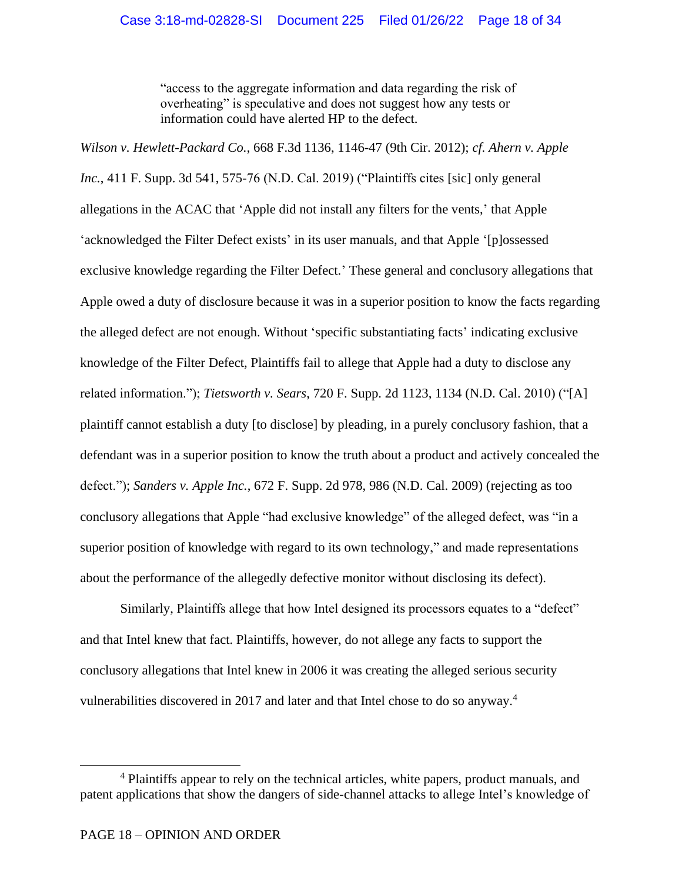> "access to the aggregate information and data regarding the risk of overheating" is speculative and does not suggest how any tests or information could have alerted HP to the defect.

*Wilson v. Hewlett-Packard Co.*, 668 F.3d 1136, 1146-47 (9th Cir. 2012); *cf. Ahern v. Apple Inc.*, 411 F. Supp. 3d 541, 575-76 (N.D. Cal. 2019) ("Plaintiffs cites [sic] only general allegations in the ACAC that 'Apple did not install any filters for the vents,' that Apple 'acknowledged the Filter Defect exists' in its user manuals, and that Apple '[p]ossessed exclusive knowledge regarding the Filter Defect.' These general and conclusory allegations that Apple owed a duty of disclosure because it was in a superior position to know the facts regarding the alleged defect are not enough. Without 'specific substantiating facts' indicating exclusive knowledge of the Filter Defect, Plaintiffs fail to allege that Apple had a duty to disclose any related information."); *Tietsworth v. Sears*, 720 F. Supp. 2d 1123, 1134 (N.D. Cal. 2010) ("[A] plaintiff cannot establish a duty [to disclose] by pleading, in a purely conclusory fashion, that a defendant was in a superior position to know the truth about a product and actively concealed the defect."); *Sanders v. Apple Inc.*, 672 F. Supp. 2d 978, 986 (N.D. Cal. 2009) (rejecting as too conclusory allegations that Apple "had exclusive knowledge" of the alleged defect, was "in a superior position of knowledge with regard to its own technology," and made representations about the performance of the allegedly defective monitor without disclosing its defect).

Similarly, Plaintiffs allege that how Intel designed its processors equates to a "defect" and that Intel knew that fact. Plaintiffs, however, do not allege any facts to support the conclusory allegations that Intel knew in 2006 it was creating the alleged serious security vulnerabilities discovered in 2017 and later and that Intel chose to do so anyway.[4]

---

[4] Plaintiffs appear to rely on the technical articles, white papers, product manuals, and patent applications that show the dangers of side-channel attacks to allege Intel's knowledge of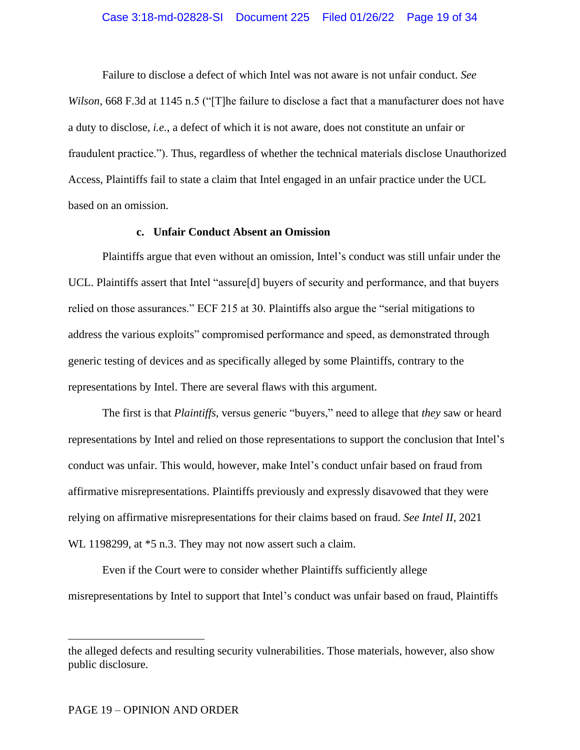Failure to disclose a defect of which Intel was not aware is not unfair conduct. *See Wilson*, 668 F.3d at 1145 n.5 ("[T]he failure to disclose a fact that a manufacturer does not have a duty to disclose, *i.e.*, a defect of which it is not aware, does not constitute an unfair or fraudulent practice."). Thus, regardless of whether the technical materials disclose Unauthorized Access, Plaintiffs fail to state a claim that Intel engaged in an unfair practice under the UCL based on an omission.

#### c. Unfair Conduct Absent an Omission

Plaintiffs argue that even without an omission, Intel's conduct was still unfair under the UCL. Plaintiffs assert that Intel "assure[d] buyers of security and performance, and that buyers relied on those assurances." ECF 215 at 30. Plaintiffs also argue the "serial mitigations to address the various exploits" compromised performance and speed, as demonstrated through generic testing of devices and as specifically alleged by some Plaintiffs, contrary to the representations by Intel. There are several flaws with this argument.

The first is that *Plaintiffs*, versus generic "buyers," need to allege that *they* saw or heard representations by Intel and relied on those representations to support the conclusion that Intel's conduct was unfair. This would, however, make Intel's conduct unfair based on fraud from affirmative misrepresentations. Plaintiffs previously and expressly disavowed that they were relying on affirmative misrepresentations for their claims based on fraud. *See Intel II*, 2021 WL 1198299, at *5 n.3. They may not now assert such a claim.

Even if the Court were to consider whether Plaintiffs sufficiently allege misrepresentations by Intel to support that Intel's conduct was unfair based on fraud, Plaintiffs

---

the alleged defects and resulting security vulnerabilities. Those materials, however, also show public disclosure.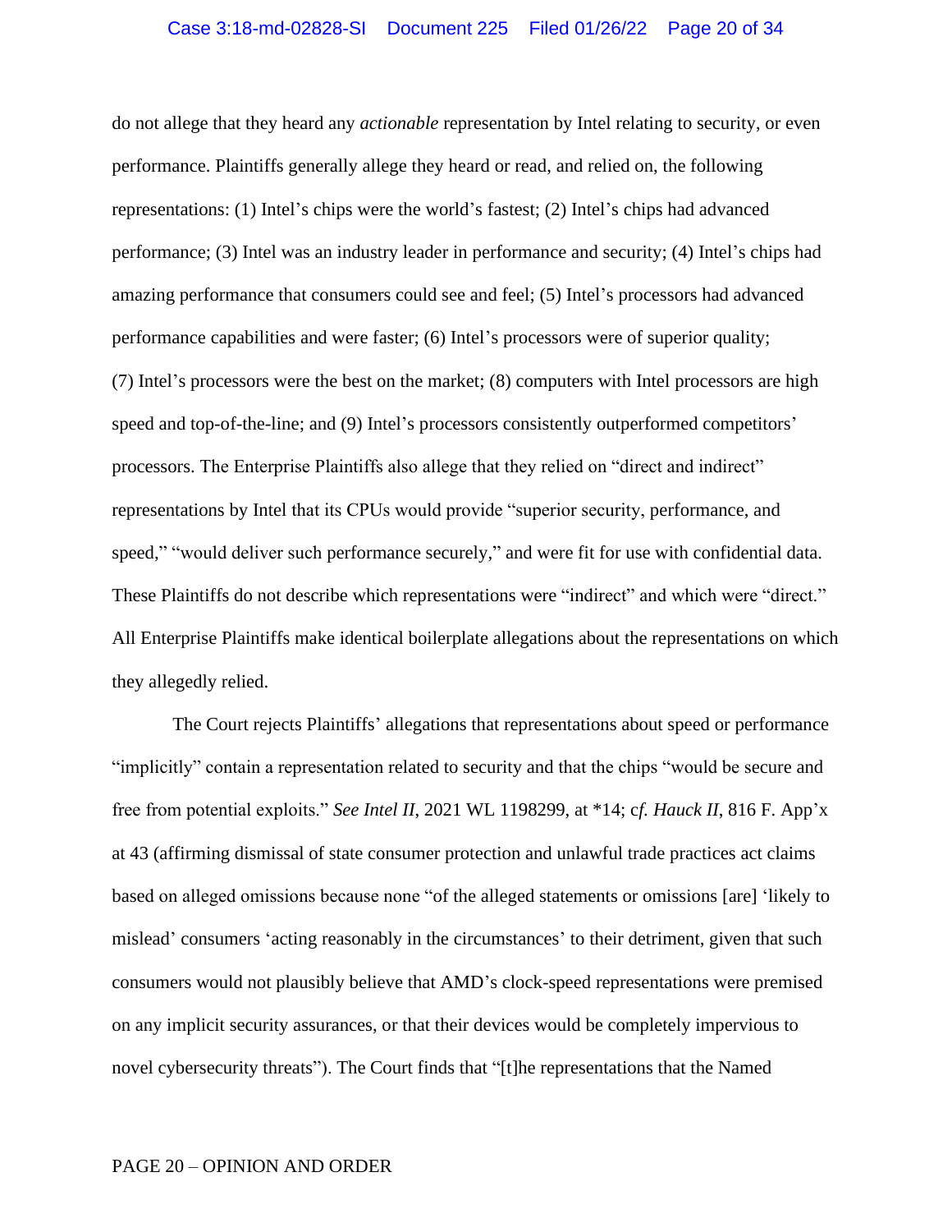do not allege that they heard any *actionable* representation by Intel relating to security, or even performance. Plaintiffs generally allege they heard or read, and relied on, the following representations: (1) Intel's chips were the world's fastest; (2) Intel's chips had advanced performance; (3) Intel was an industry leader in performance and security; (4) Intel's chips had amazing performance that consumers could see and feel; (5) Intel's processors had advanced performance capabilities and were faster; (6) Intel's processors were of superior quality; (7) Intel's processors were the best on the market; (8) computers with Intel processors are high speed and top-of-the-line; and (9) Intel's processors consistently outperformed competitors' processors. The Enterprise Plaintiffs also allege that they relied on "direct and indirect" representations by Intel that its CPUs would provide "superior security, performance, and speed," "would deliver such performance securely," and were fit for use with confidential data. These Plaintiffs do not describe which representations were "indirect" and which were "direct." All Enterprise Plaintiffs make identical boilerplate allegations about the representations on which they allegedly relied.

The Court rejects Plaintiffs' allegations that representations about speed or performance "implicitly" contain a representation related to security and that the chips "would be secure and free from potential exploits." *See Intel II*, 2021 WL 1198299, at *14; c*f. Hauck II*, 816 F. App'x at 43 (affirming dismissal of state consumer protection and unlawful trade practices act claims based on alleged omissions because none "of the alleged statements or omissions [are] 'likely to mislead' consumers 'acting reasonably in the circumstances' to their detriment, given that such consumers would not plausibly believe that AMD's clock-speed representations were premised on any implicit security assurances, or that their devices would be completely impervious to novel cybersecurity threats"). The Court finds that "[t]he representations that the Named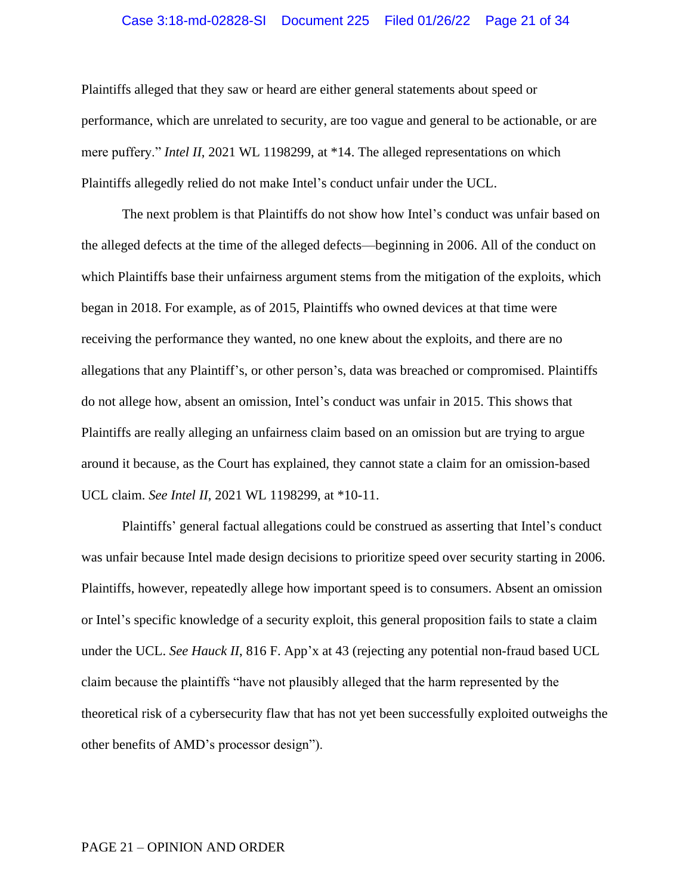Plaintiffs alleged that they saw or heard are either general statements about speed or performance, which are unrelated to security, are too vague and general to be actionable, or are mere puffery." *Intel II*, 2021 WL 1198299, at *14. The alleged representations on which Plaintiffs allegedly relied do not make Intel's conduct unfair under the UCL.

The next problem is that Plaintiffs do not show how Intel's conduct was unfair based on the alleged defects at the time of the alleged defects—beginning in 2006. All of the conduct on which Plaintiffs base their unfairness argument stems from the mitigation of the exploits, which began in 2018. For example, as of 2015, Plaintiffs who owned devices at that time were receiving the performance they wanted, no one knew about the exploits, and there are no allegations that any Plaintiff's, or other person's, data was breached or compromised. Plaintiffs do not allege how, absent an omission, Intel's conduct was unfair in 2015. This shows that Plaintiffs are really alleging an unfairness claim based on an omission but are trying to argue around it because, as the Court has explained, they cannot state a claim for an omission-based UCL claim. *See Intel II*, 2021 WL 1198299, at *10-11.

Plaintiffs' general factual allegations could be construed as asserting that Intel's conduct was unfair because Intel made design decisions to prioritize speed over security starting in 2006. Plaintiffs, however, repeatedly allege how important speed is to consumers. Absent an omission or Intel's specific knowledge of a security exploit, this general proposition fails to state a claim under the UCL. *See Hauck II*, 816 F. App'x at 43 (rejecting any potential non-fraud based UCL claim because the plaintiffs "have not plausibly alleged that the harm represented by the theoretical risk of a cybersecurity flaw that has not yet been successfully exploited outweighs the other benefits of AMD's processor design").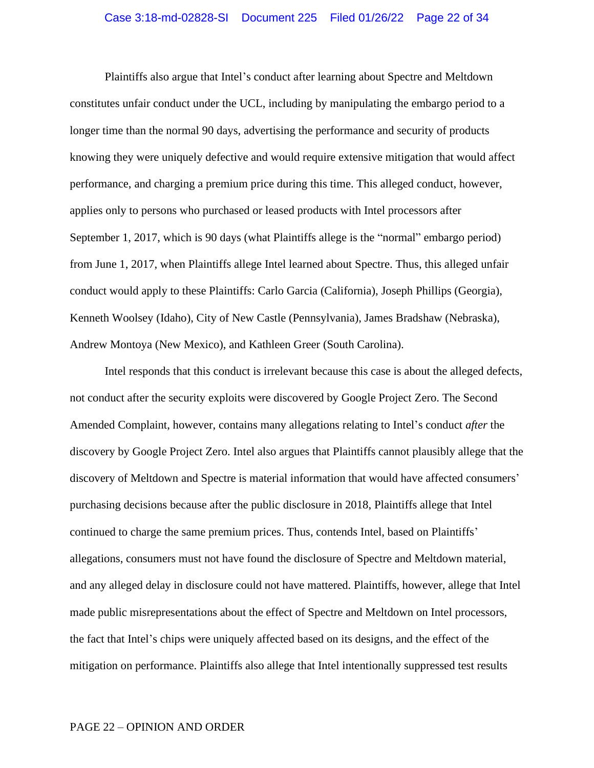Plaintiffs also argue that Intel's conduct after learning about Spectre and Meltdown constitutes unfair conduct under the UCL, including by manipulating the embargo period to a longer time than the normal 90 days, advertising the performance and security of products knowing they were uniquely defective and would require extensive mitigation that would affect performance, and charging a premium price during this time. This alleged conduct, however, applies only to persons who purchased or leased products with Intel processors after September 1, 2017, which is 90 days (what Plaintiffs allege is the "normal" embargo period) from June 1, 2017, when Plaintiffs allege Intel learned about Spectre. Thus, this alleged unfair conduct would apply to these Plaintiffs: Carlo Garcia (California), Joseph Phillips (Georgia), Kenneth Woolsey (Idaho), City of New Castle (Pennsylvania), James Bradshaw (Nebraska), Andrew Montoya (New Mexico), and Kathleen Greer (South Carolina).

Intel responds that this conduct is irrelevant because this case is about the alleged defects, not conduct after the security exploits were discovered by Google Project Zero. The Second Amended Complaint, however, contains many allegations relating to Intel's conduct *after* the discovery by Google Project Zero. Intel also argues that Plaintiffs cannot plausibly allege that the discovery of Meltdown and Spectre is material information that would have affected consumers' purchasing decisions because after the public disclosure in 2018, Plaintiffs allege that Intel continued to charge the same premium prices. Thus, contends Intel, based on Plaintiffs' allegations, consumers must not have found the disclosure of Spectre and Meltdown material, and any alleged delay in disclosure could not have mattered. Plaintiffs, however, allege that Intel made public misrepresentations about the effect of Spectre and Meltdown on Intel processors, the fact that Intel's chips were uniquely affected based on its designs, and the effect of the mitigation on performance. Plaintiffs also allege that Intel intentionally suppressed test results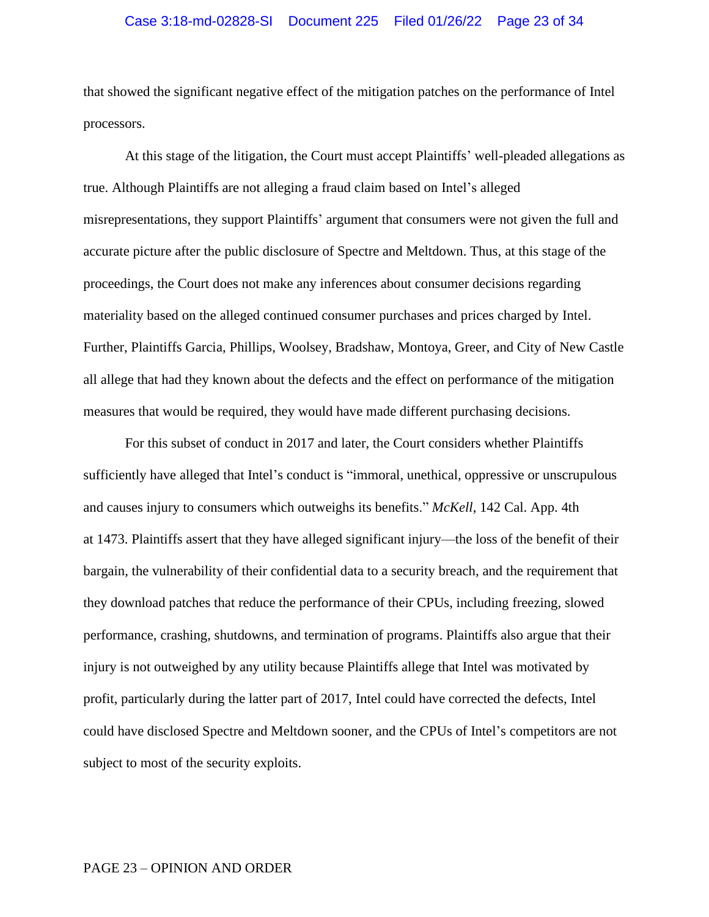that showed the significant negative effect of the mitigation patches on the performance of Intel processors.

At this stage of the litigation, the Court must accept Plaintiffs' well-pleaded allegations as true. Although Plaintiffs are not alleging a fraud claim based on Intel's alleged misrepresentations, they support Plaintiffs' argument that consumers were not given the full and accurate picture after the public disclosure of Spectre and Meltdown. Thus, at this stage of the proceedings, the Court does not make any inferences about consumer decisions regarding materiality based on the alleged continued consumer purchases and prices charged by Intel. Further, Plaintiffs Garcia, Phillips, Woolsey, Bradshaw, Montoya, Greer, and City of New Castle all allege that had they known about the defects and the effect on performance of the mitigation measures that would be required, they would have made different purchasing decisions.

For this subset of conduct in 2017 and later, the Court considers whether Plaintiffs sufficiently have alleged that Intel's conduct is "immoral, unethical, oppressive or unscrupulous and causes injury to consumers which outweighs its benefits." *McKell*, 142 Cal. App. 4th at 1473. Plaintiffs assert that they have alleged significant injury—the loss of the benefit of their bargain, the vulnerability of their confidential data to a security breach, and the requirement that they download patches that reduce the performance of their CPUs, including freezing, slowed performance, crashing, shutdowns, and termination of programs. Plaintiffs also argue that their injury is not outweighed by any utility because Plaintiffs allege that Intel was motivated by profit, particularly during the latter part of 2017, Intel could have corrected the defects, Intel could have disclosed Spectre and Meltdown sooner, and the CPUs of Intel's competitors are not subject to most of the security exploits.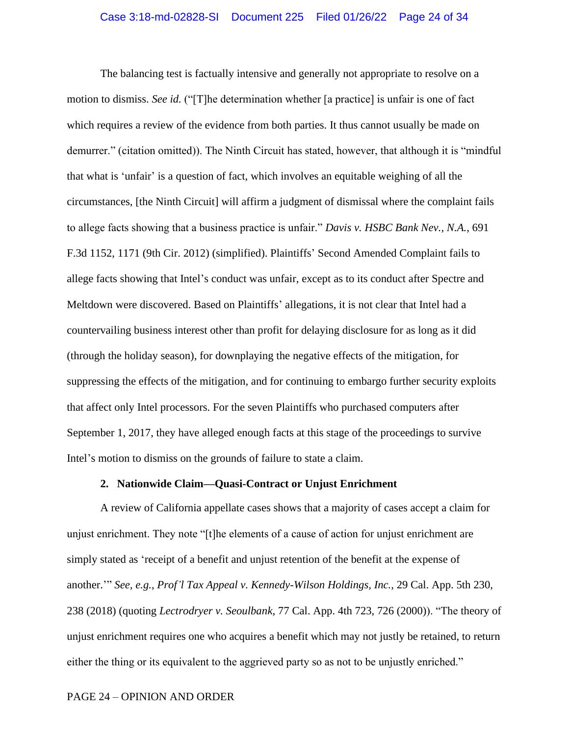The balancing test is factually intensive and generally not appropriate to resolve on a motion to dismiss. *See id.* ("[T]he determination whether [a practice] is unfair is one of fact which requires a review of the evidence from both parties. It thus cannot usually be made on demurrer." (citation omitted)). The Ninth Circuit has stated, however, that although it is "mindful that what is 'unfair' is a question of fact, which involves an equitable weighing of all the circumstances, [the Ninth Circuit] will affirm a judgment of dismissal where the complaint fails to allege facts showing that a business practice is unfair." *Davis v. HSBC Bank Nev., N.A.*, 691 F.3d 1152, 1171 (9th Cir. 2012) (simplified). Plaintiffs' Second Amended Complaint fails to allege facts showing that Intel's conduct was unfair, except as to its conduct after Spectre and Meltdown were discovered. Based on Plaintiffs' allegations, it is not clear that Intel had a countervailing business interest other than profit for delaying disclosure for as long as it did (through the holiday season), for downplaying the negative effects of the mitigation, for suppressing the effects of the mitigation, and for continuing to embargo further security exploits that affect only Intel processors. For the seven Plaintiffs who purchased computers after September 1, 2017, they have alleged enough facts at this stage of the proceedings to survive Intel's motion to dismiss on the grounds of failure to state a claim.

### 2. Nationwide Claim—Quasi-Contract or Unjust Enrichment

A review of California appellate cases shows that a majority of cases accept a claim for unjust enrichment. They note "[t]he elements of a cause of action for unjust enrichment are simply stated as 'receipt of a benefit and unjust retention of the benefit at the expense of another.'" *See, e.g.*, *Prof'l Tax Appeal v. Kennedy-Wilson Holdings, Inc.*, 29 Cal. App. 5th 230, 238 (2018) (quoting *Lectrodryer v. Seoulbank*, 77 Cal. App. 4th 723, 726 (2000)). "The theory of unjust enrichment requires one who acquires a benefit which may not justly be retained, to return either the thing or its equivalent to the aggrieved party so as not to be unjustly enriched."

PAGE 24 – OPINION AND ORDER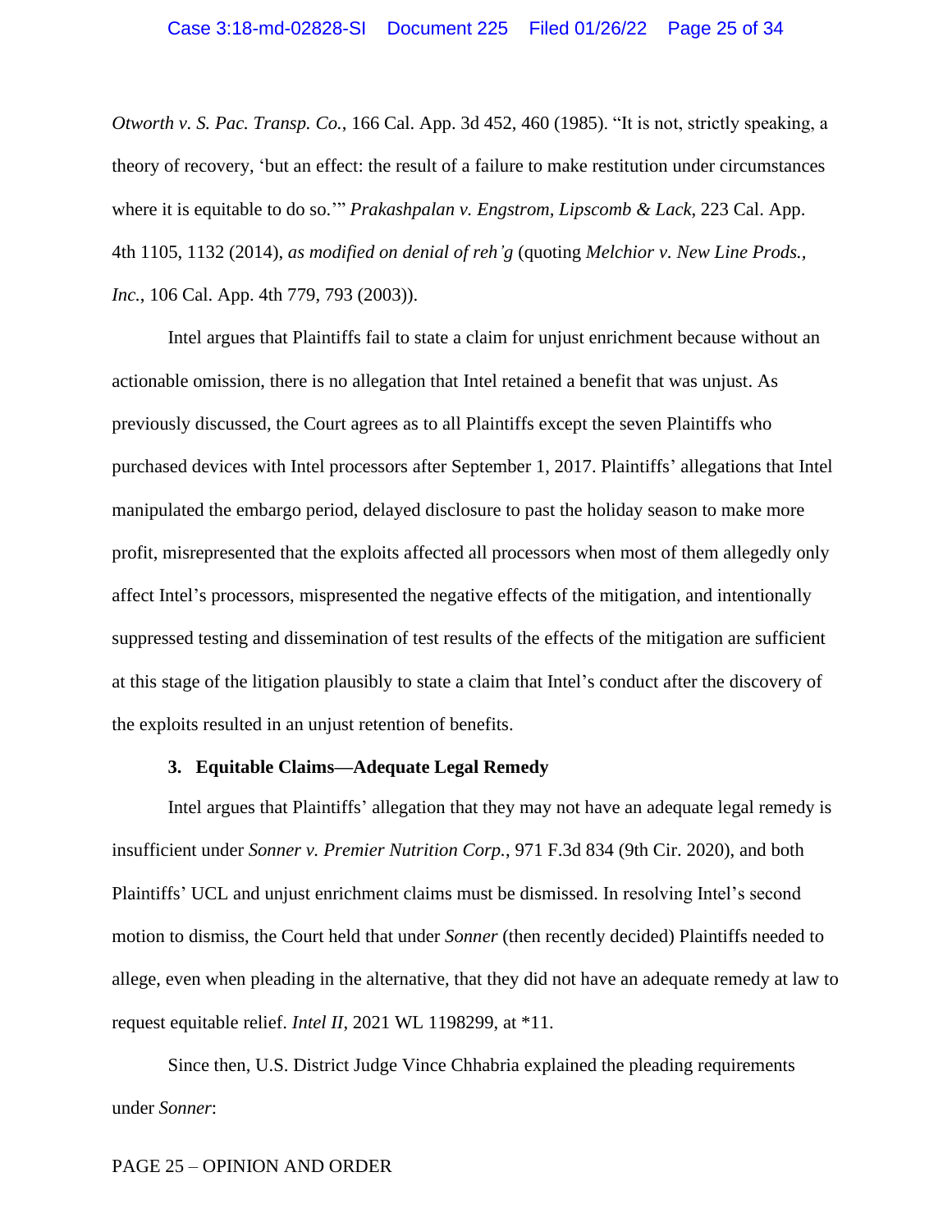*Otworth v. S. Pac. Transp. Co.*, 166 Cal. App. 3d 452, 460 (1985). "It is not, strictly speaking, a theory of recovery, 'but an effect: the result of a failure to make restitution under circumstances where it is equitable to do so.'" *Prakashpalan v. Engstrom, Lipscomb & Lack*, 223 Cal. App. 4th 1105, 1132 (2014), *as modified on denial of reh'g* (quoting *Melchior v. New Line Prods., Inc.*, 106 Cal. App. 4th 779, 793 (2003)).

Intel argues that Plaintiffs fail to state a claim for unjust enrichment because without an actionable omission, there is no allegation that Intel retained a benefit that was unjust. As previously discussed, the Court agrees as to all Plaintiffs except the seven Plaintiffs who purchased devices with Intel processors after September 1, 2017. Plaintiffs' allegations that Intel manipulated the embargo period, delayed disclosure to past the holiday season to make more profit, misrepresented that the exploits affected all processors when most of them allegedly only affect Intel's processors, mispresented the negative effects of the mitigation, and intentionally suppressed testing and dissemination of test results of the effects of the mitigation are sufficient at this stage of the litigation plausibly to state a claim that Intel's conduct after the discovery of the exploits resulted in an unjust retention of benefits.

### 3. Equitable Claims—Adequate Legal Remedy

Intel argues that Plaintiffs' allegation that they may not have an adequate legal remedy is insufficient under *Sonner v. Premier Nutrition Corp.*, 971 F.3d 834 (9th Cir. 2020), and both Plaintiffs' UCL and unjust enrichment claims must be dismissed. In resolving Intel's second motion to dismiss, the Court held that under *Sonner* (then recently decided) Plaintiffs needed to allege, even when pleading in the alternative, that they did not have an adequate remedy at law to request equitable relief. *Intel II*, 2021 WL 1198299, at *11.

Since then, U.S. District Judge Vince Chhabria explained the pleading requirements under *Sonner*: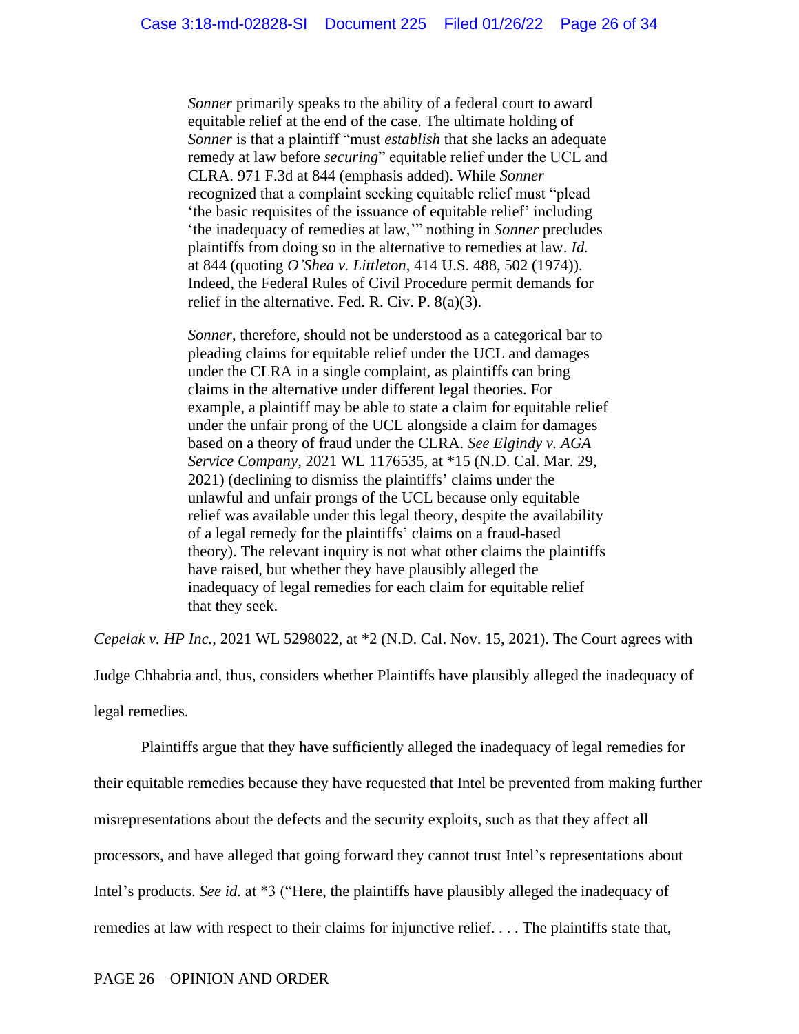> *Sonner* primarily speaks to the ability of a federal court to award equitable relief at the end of the case. The ultimate holding of *Sonner* is that a plaintiff "must *establish* that she lacks an adequate remedy at law before *securing*" equitable relief under the UCL and CLRA. 971 F.3d at 844 (emphasis added). While *Sonner* recognized that a complaint seeking equitable relief must "plead 'the basic requisites of the issuance of equitable relief' including 'the inadequacy of remedies at law,'" nothing in *Sonner* precludes plaintiffs from doing so in the alternative to remedies at law. *Id.* at 844 (quoting *O'Shea v. Littleton*, 414 U.S. 488, 502 (1974)). Indeed, the Federal Rules of Civil Procedure permit demands for relief in the alternative. Fed. R. Civ. P. 8(a)(3).
>
> *Sonner*, therefore, should not be understood as a categorical bar to pleading claims for equitable relief under the UCL and damages under the CLRA in a single complaint, as plaintiffs can bring claims in the alternative under different legal theories. For example, a plaintiff may be able to state a claim for equitable relief under the unfair prong of the UCL alongside a claim for damages based on a theory of fraud under the CLRA. *See Elgindy v. AGA Service Company*, 2021 WL 1176535, at *15 (N.D. Cal. Mar. 29, 2021) (declining to dismiss the plaintiffs' claims under the unlawful and unfair prongs of the UCL because only equitable relief was available under this legal theory, despite the availability of a legal remedy for the plaintiffs' claims on a fraud-based theory). The relevant inquiry is not what other claims the plaintiffs have raised, but whether they have plausibly alleged the inadequacy of legal remedies for each claim for equitable relief that they seek.

*Cepelak v. HP Inc.*, 2021 WL 5298022, at *2 (N.D. Cal. Nov. 15, 2021). The Court agrees with Judge Chhabria and, thus, considers whether Plaintiffs have plausibly alleged the inadequacy of legal remedies.

Plaintiffs argue that they have sufficiently alleged the inadequacy of legal remedies for their equitable remedies because they have requested that Intel be prevented from making further misrepresentations about the defects and the security exploits, such as that they affect all processors, and have alleged that going forward they cannot trust Intel's representations about Intel's products. *See id.* at *3 ("Here, the plaintiffs have plausibly alleged the inadequacy of remedies at law with respect to their claims for injunctive relief. . . . The plaintiffs state that,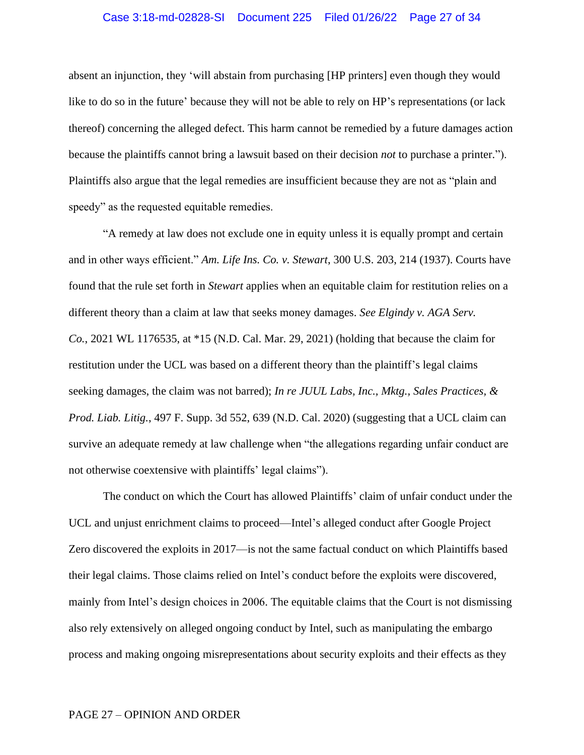absent an injunction, they 'will abstain from purchasing [HP printers] even though they would like to do so in the future' because they will not be able to rely on HP's representations (or lack thereof) concerning the alleged defect. This harm cannot be remedied by a future damages action because the plaintiffs cannot bring a lawsuit based on their decision *not* to purchase a printer."). Plaintiffs also argue that the legal remedies are insufficient because they are not as "plain and speedy" as the requested equitable remedies.

"A remedy at law does not exclude one in equity unless it is equally prompt and certain and in other ways efficient." *Am. Life Ins. Co. v. Stewart*, 300 U.S. 203, 214 (1937). Courts have found that the rule set forth in *Stewart* applies when an equitable claim for restitution relies on a different theory than a claim at law that seeks money damages. *See Elgindy v. AGA Serv. Co.*, 2021 WL 1176535, at *15 (N.D. Cal. Mar. 29, 2021) (holding that because the claim for restitution under the UCL was based on a different theory than the plaintiff's legal claims seeking damages, the claim was not barred); *In re JUUL Labs, Inc., Mktg., Sales Practices, & Prod. Liab. Litig.*, 497 F. Supp. 3d 552, 639 (N.D. Cal. 2020) (suggesting that a UCL claim can survive an adequate remedy at law challenge when "the allegations regarding unfair conduct are not otherwise coextensive with plaintiffs' legal claims").

The conduct on which the Court has allowed Plaintiffs' claim of unfair conduct under the UCL and unjust enrichment claims to proceed—Intel's alleged conduct after Google Project Zero discovered the exploits in 2017—is not the same factual conduct on which Plaintiffs based their legal claims. Those claims relied on Intel's conduct before the exploits were discovered, mainly from Intel's design choices in 2006. The equitable claims that the Court is not dismissing also rely extensively on alleged ongoing conduct by Intel, such as manipulating the embargo process and making ongoing misrepresentations about security exploits and their effects as they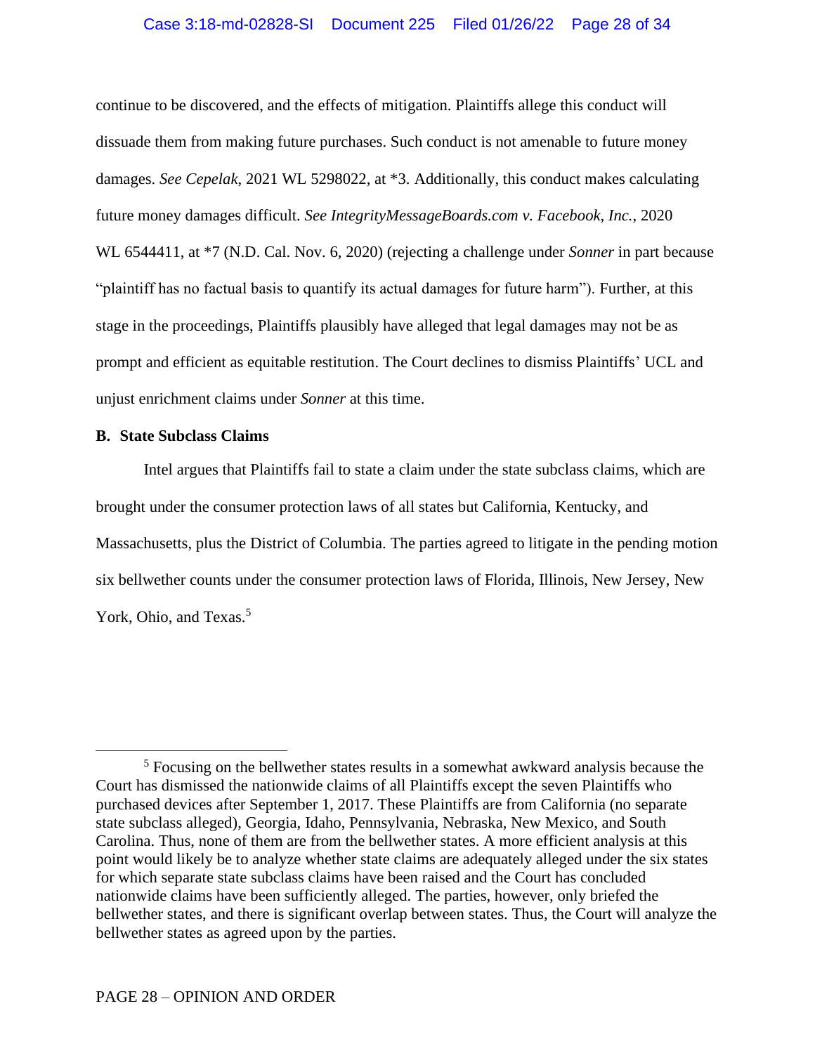continue to be discovered, and the effects of mitigation. Plaintiffs allege this conduct will dissuade them from making future purchases. Such conduct is not amenable to future money damages. *See Cepelak*, 2021 WL 5298022, at *3. Additionally, this conduct makes calculating future money damages difficult. *See IntegrityMessageBoards.com v. Facebook, Inc.*, 2020 WL 6544411, at *7 (N.D. Cal. Nov. 6, 2020) (rejecting a challenge under *Sonner* in part because "plaintiff has no factual basis to quantify its actual damages for future harm"). Further, at this stage in the proceedings, Plaintiffs plausibly have alleged that legal damages may not be as prompt and efficient as equitable restitution. The Court declines to dismiss Plaintiffs' UCL and unjust enrichment claims under *Sonner* at this time.

**B. State Subclass Claims**

Intel argues that Plaintiffs fail to state a claim under the state subclass claims, which are brought under the consumer protection laws of all states but California, Kentucky, and Massachusetts, plus the District of Columbia. The parties agreed to litigate in the pending motion six bellwether counts under the consumer protection laws of Florida, Illinois, New Jersey, New York, Ohio, and Texas.[5]

---

[5] Focusing on the bellwether states results in a somewhat awkward analysis because the Court has dismissed the nationwide claims of all Plaintiffs except the seven Plaintiffs who purchased devices after September 1, 2017. These Plaintiffs are from California (no separate state subclass alleged), Georgia, Idaho, Pennsylvania, Nebraska, New Mexico, and South Carolina. Thus, none of them are from the bellwether states. A more efficient analysis at this point would likely be to analyze whether state claims are adequately alleged under the six states for which separate state subclass claims have been raised and the Court has concluded nationwide claims have been sufficiently alleged. The parties, however, only briefed the bellwether states, and there is significant overlap between states. Thus, the Court will analyze the bellwether states as agreed upon by the parties.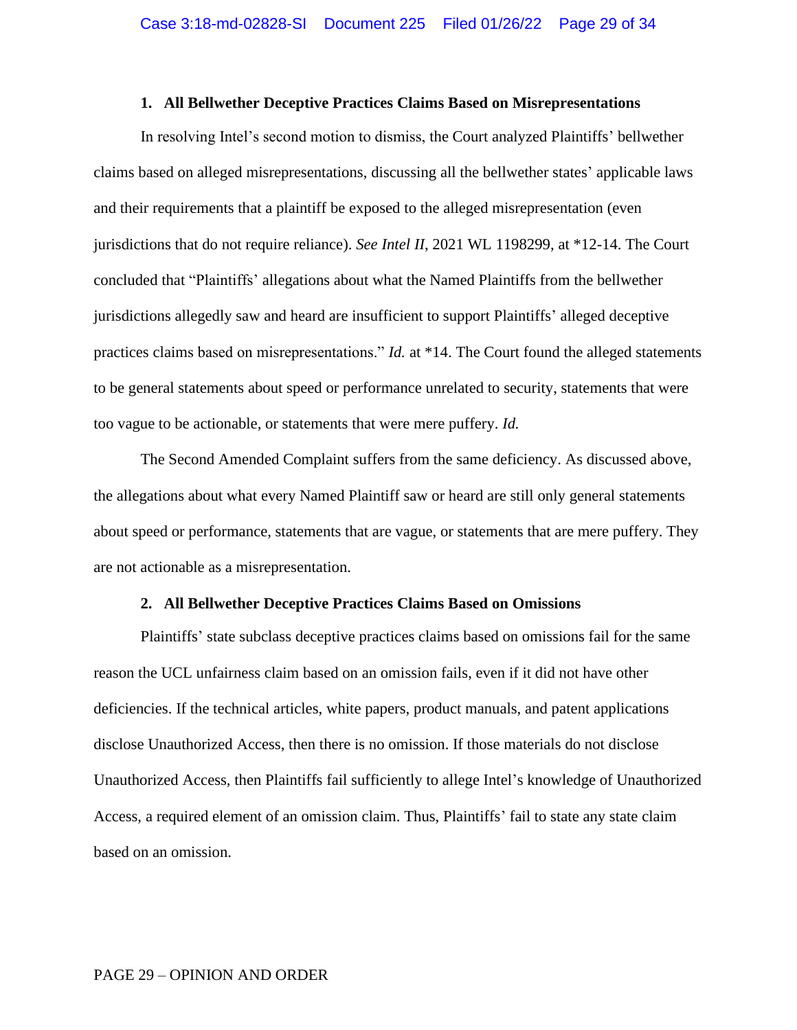**1. All Bellwether Deceptive Practices Claims Based on Misrepresentations**

In resolving Intel's second motion to dismiss, the Court analyzed Plaintiffs' bellwether claims based on alleged misrepresentations, discussing all the bellwether states' applicable laws and their requirements that a plaintiff be exposed to the alleged misrepresentation (even jurisdictions that do not require reliance). *See Intel II*, 2021 WL 1198299, at *12-14. The Court concluded that "Plaintiffs' allegations about what the Named Plaintiffs from the bellwether jurisdictions allegedly saw and heard are insufficient to support Plaintiffs' alleged deceptive practices claims based on misrepresentations." *Id.* at *14. The Court found the alleged statements to be general statements about speed or performance unrelated to security, statements that were too vague to be actionable, or statements that were mere puffery. *Id.*

The Second Amended Complaint suffers from the same deficiency. As discussed above, the allegations about what every Named Plaintiff saw or heard are still only general statements about speed or performance, statements that are vague, or statements that are mere puffery. They are not actionable as a misrepresentation.

**2. All Bellwether Deceptive Practices Claims Based on Omissions**

Plaintiffs' state subclass deceptive practices claims based on omissions fail for the same reason the UCL unfairness claim based on an omission fails, even if it did not have other deficiencies. If the technical articles, white papers, product manuals, and patent applications disclose Unauthorized Access, then there is no omission. If those materials do not disclose Unauthorized Access, then Plaintiffs fail sufficiently to allege Intel's knowledge of Unauthorized Access, a required element of an omission claim. Thus, Plaintiffs' fail to state any state claim based on an omission.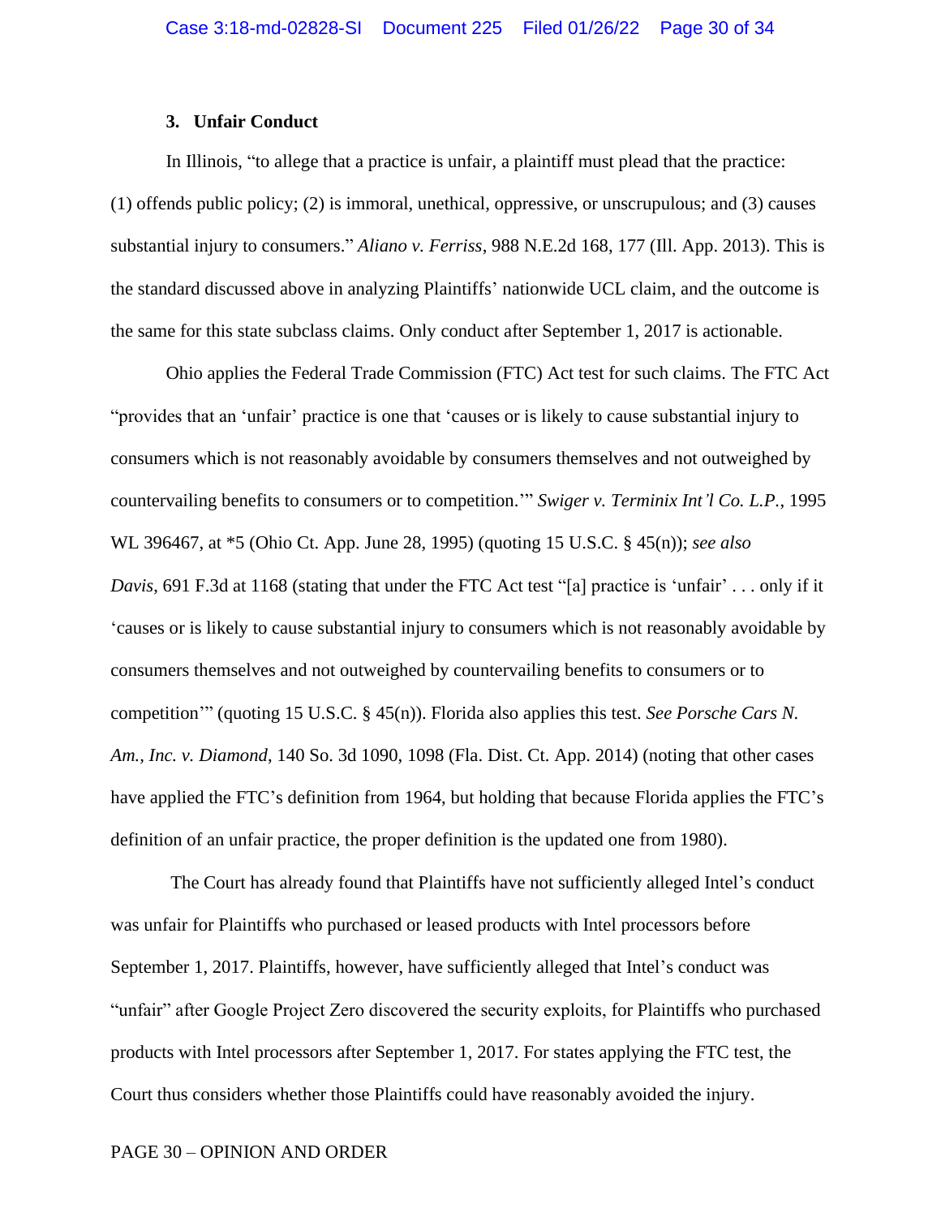### 3. Unfair Conduct

In Illinois, "to allege that a practice is unfair, a plaintiff must plead that the practice: (1) offends public policy; (2) is immoral, unethical, oppressive, or unscrupulous; and (3) causes substantial injury to consumers." *Aliano v. Ferriss*, 988 N.E.2d 168, 177 (Ill. App. 2013). This is the standard discussed above in analyzing Plaintiffs' nationwide UCL claim, and the outcome is the same for this state subclass claims. Only conduct after September 1, 2017 is actionable.

Ohio applies the Federal Trade Commission (FTC) Act test for such claims. The FTC Act "provides that an 'unfair' practice is one that 'causes or is likely to cause substantial injury to consumers which is not reasonably avoidable by consumers themselves and not outweighed by countervailing benefits to consumers or to competition.'" *Swiger v. Terminix Int'l Co. L.P.*, 1995 WL 396467, at *5 (Ohio Ct. App. June 28, 1995) (quoting 15 U.S.C. § 45(n)); *see also Davis*, 691 F.3d at 1168 (stating that under the FTC Act test "[a] practice is 'unfair' . . . only if it 'causes or is likely to cause substantial injury to consumers which is not reasonably avoidable by consumers themselves and not outweighed by countervailing benefits to consumers or to competition'" (quoting 15 U.S.C. § 45(n)). Florida also applies this test. *See Porsche Cars N. Am., Inc. v. Diamond*, 140 So. 3d 1090, 1098 (Fla. Dist. Ct. App. 2014) (noting that other cases have applied the FTC's definition from 1964, but holding that because Florida applies the FTC's definition of an unfair practice, the proper definition is the updated one from 1980).

The Court has already found that Plaintiffs have not sufficiently alleged Intel's conduct was unfair for Plaintiffs who purchased or leased products with Intel processors before September 1, 2017. Plaintiffs, however, have sufficiently alleged that Intel's conduct was "unfair" after Google Project Zero discovered the security exploits, for Plaintiffs who purchased products with Intel processors after September 1, 2017. For states applying the FTC test, the Court thus considers whether those Plaintiffs could have reasonably avoided the injury.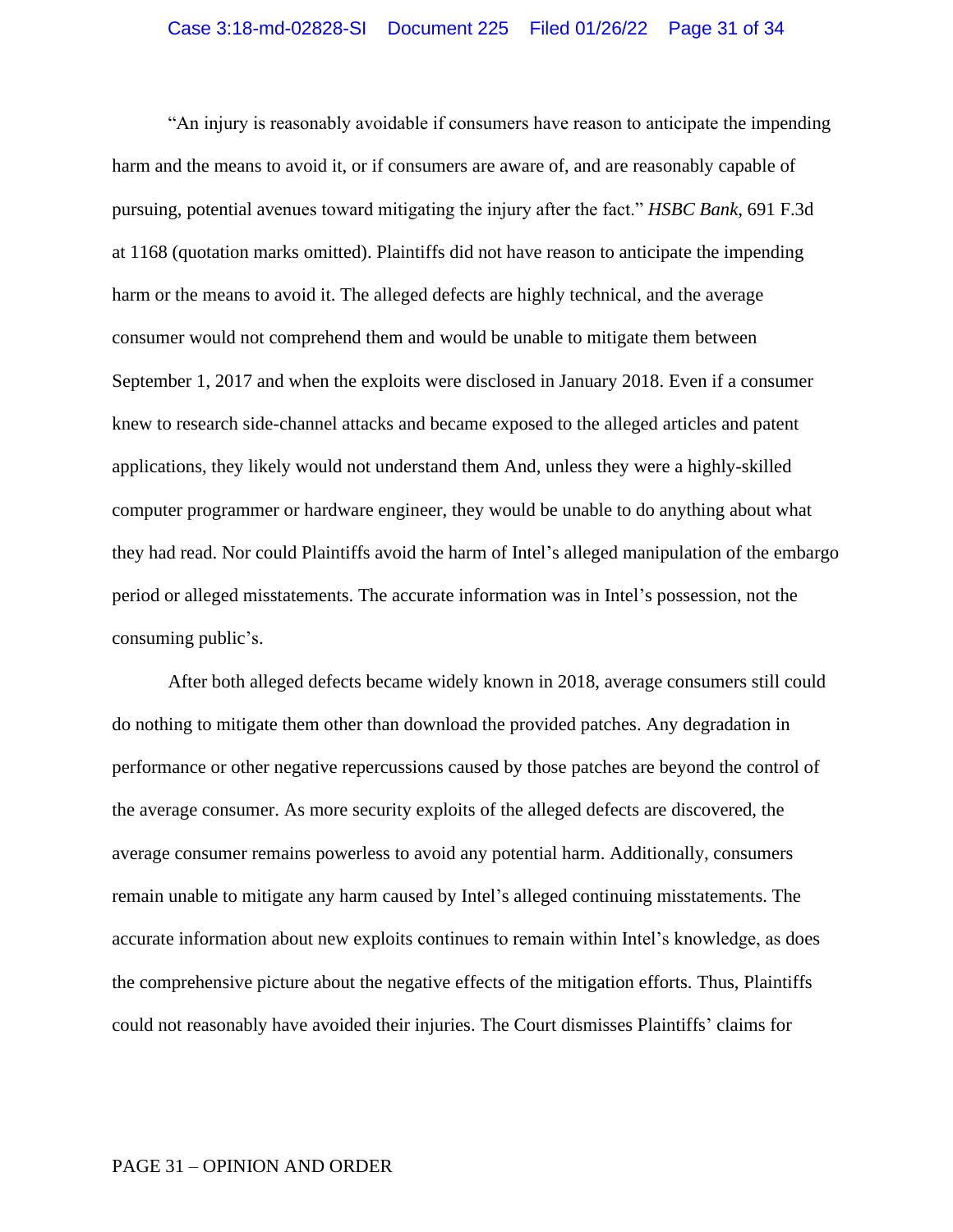"An injury is reasonably avoidable if consumers have reason to anticipate the impending harm and the means to avoid it, or if consumers are aware of, and are reasonably capable of pursuing, potential avenues toward mitigating the injury after the fact." *HSBC Bank*, 691 F.3d at 1168 (quotation marks omitted). Plaintiffs did not have reason to anticipate the impending harm or the means to avoid it. The alleged defects are highly technical, and the average consumer would not comprehend them and would be unable to mitigate them between September 1, 2017 and when the exploits were disclosed in January 2018. Even if a consumer knew to research side-channel attacks and became exposed to the alleged articles and patent applications, they likely would not understand them And, unless they were a highly-skilled computer programmer or hardware engineer, they would be unable to do anything about what they had read. Nor could Plaintiffs avoid the harm of Intel's alleged manipulation of the embargo period or alleged misstatements. The accurate information was in Intel's possession, not the consuming public's.

After both alleged defects became widely known in 2018, average consumers still could do nothing to mitigate them other than download the provided patches. Any degradation in performance or other negative repercussions caused by those patches are beyond the control of the average consumer. As more security exploits of the alleged defects are discovered, the average consumer remains powerless to avoid any potential harm. Additionally, consumers remain unable to mitigate any harm caused by Intel's alleged continuing misstatements. The accurate information about new exploits continues to remain within Intel's knowledge, as does the comprehensive picture about the negative effects of the mitigation efforts. Thus, Plaintiffs could not reasonably have avoided their injuries. The Court dismisses Plaintiffs' claims for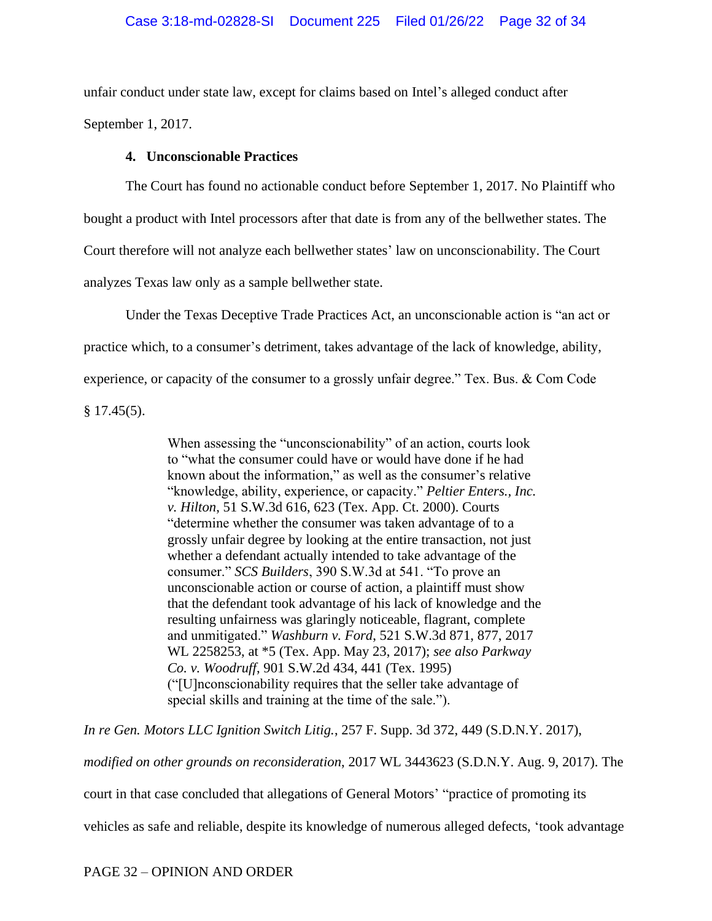unfair conduct under state law, except for claims based on Intel's alleged conduct after September 1, 2017.

#### 4. Unconscionable Practices

The Court has found no actionable conduct before September 1, 2017. No Plaintiff who bought a product with Intel processors after that date is from any of the bellwether states. The Court therefore will not analyze each bellwether states' law on unconscionability. The Court analyzes Texas law only as a sample bellwether state.

Under the Texas Deceptive Trade Practices Act, an unconscionable action is "an act or practice which, to a consumer's detriment, takes advantage of the lack of knowledge, ability, experience, or capacity of the consumer to a grossly unfair degree." Tex. Bus. & Com Code § 17.45(5).

> When assessing the "unconscionability" of an action, courts look to "what the consumer could have or would have done if he had known about the information," as well as the consumer's relative "knowledge, ability, experience, or capacity." *Peltier Enters., Inc. v. Hilton*, 51 S.W.3d 616, 623 (Tex. App. Ct. 2000). Courts "determine whether the consumer was taken advantage of to a grossly unfair degree by looking at the entire transaction, not just whether a defendant actually intended to take advantage of the consumer." *SCS Builders*, 390 S.W.3d at 541. "To prove an unconscionable action or course of action, a plaintiff must show that the defendant took advantage of his lack of knowledge and the resulting unfairness was glaringly noticeable, flagrant, complete and unmitigated." *Washburn v. Ford*, 521 S.W.3d 871, 877, 2017 WL 2258253, at *5 (Tex. App. May 23, 2017); *see also Parkway Co. v. Woodruff*, 901 S.W.2d 434, 441 (Tex. 1995) ("[U]nconscionability requires that the seller take advantage of special skills and training at the time of the sale.").

*In re Gen. Motors LLC Ignition Switch Litig.*, 257 F. Supp. 3d 372, 449 (S.D.N.Y. 2017), *modified on other grounds on reconsideration*, 2017 WL 3443623 (S.D.N.Y. Aug. 9, 2017). The court in that case concluded that allegations of General Motors' "practice of promoting its vehicles as safe and reliable, despite its knowledge of numerous alleged defects, 'took advantage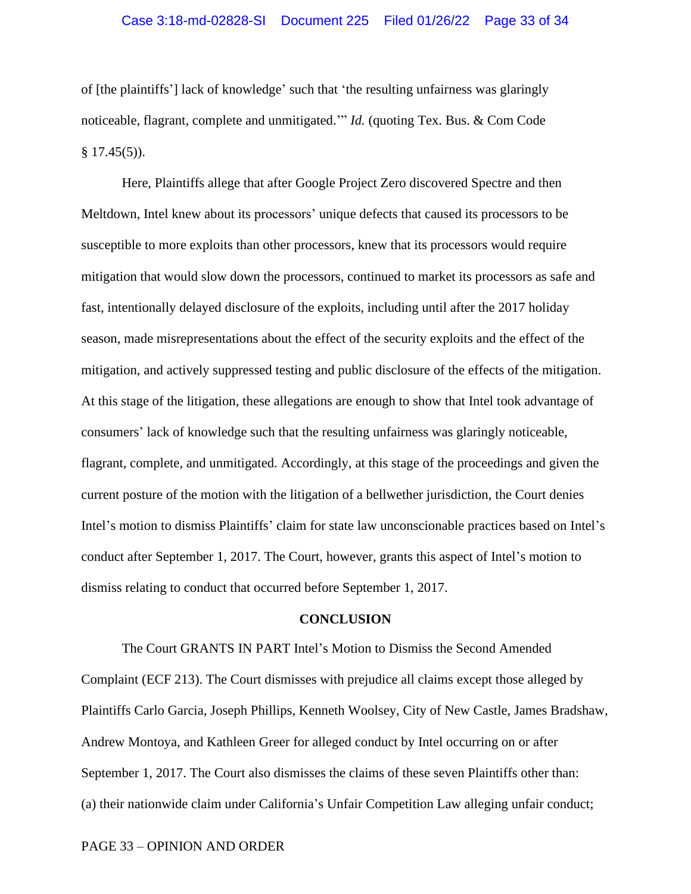of [the plaintiffs'] lack of knowledge' such that 'the resulting unfairness was glaringly noticeable, flagrant, complete and unmitigated.'" *Id.* (quoting Tex. Bus. & Com Code § 17.45(5)).

Here, Plaintiffs allege that after Google Project Zero discovered Spectre and then Meltdown, Intel knew about its processors' unique defects that caused its processors to be susceptible to more exploits than other processors, knew that its processors would require mitigation that would slow down the processors, continued to market its processors as safe and fast, intentionally delayed disclosure of the exploits, including until after the 2017 holiday season, made misrepresentations about the effect of the security exploits and the effect of the mitigation, and actively suppressed testing and public disclosure of the effects of the mitigation. At this stage of the litigation, these allegations are enough to show that Intel took advantage of consumers' lack of knowledge such that the resulting unfairness was glaringly noticeable, flagrant, complete, and unmitigated. Accordingly, at this stage of the proceedings and given the current posture of the motion with the litigation of a bellwether jurisdiction, the Court denies Intel's motion to dismiss Plaintiffs' claim for state law unconscionable practices based on Intel's conduct after September 1, 2017. The Court, however, grants this aspect of Intel's motion to dismiss relating to conduct that occurred before September 1, 2017.

**CONCLUSION**

The Court GRANTS IN PART Intel's Motion to Dismiss the Second Amended Complaint (ECF 213). The Court dismisses with prejudice all claims except those alleged by Plaintiffs Carlo Garcia, Joseph Phillips, Kenneth Woolsey, City of New Castle, James Bradshaw, Andrew Montoya, and Kathleen Greer for alleged conduct by Intel occurring on or after September 1, 2017. The Court also dismisses the claims of these seven Plaintiffs other than: (a) their nationwide claim under California's Unfair Competition Law alleging unfair conduct;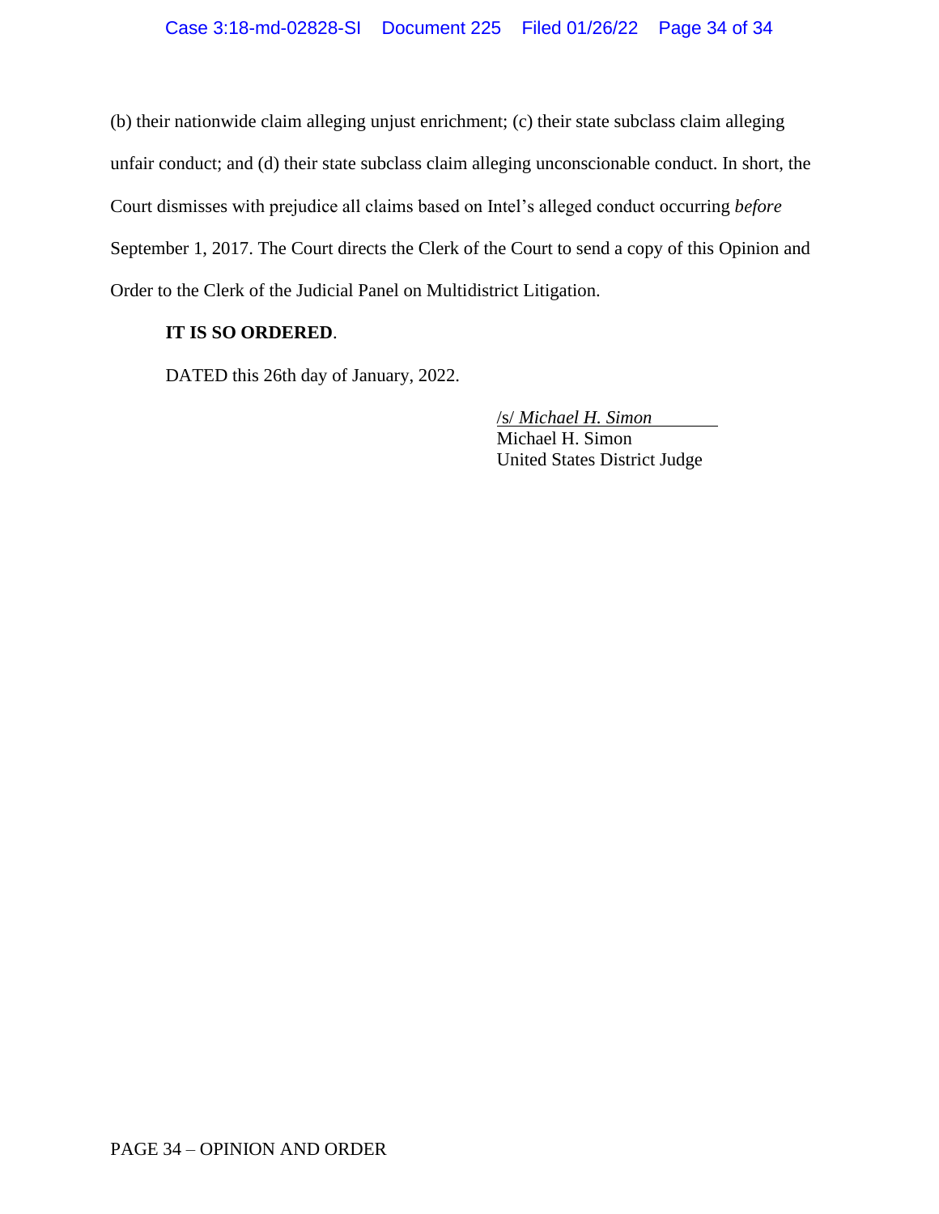(b) their nationwide claim alleging unjust enrichment; (c) their state subclass claim alleging unfair conduct; and (d) their state subclass claim alleging unconscionable conduct. In short, the Court dismisses with prejudice all claims based on Intel's alleged conduct occurring *before* September 1, 2017. The Court directs the Clerk of the Court to send a copy of this Opinion and Order to the Clerk of the Judicial Panel on Multidistrict Litigation.

**IT IS SO ORDERED**.

DATED this 26th day of January, 2022.

/s/ *Michael H. Simon*
Michael H. Simon
United States District Judge